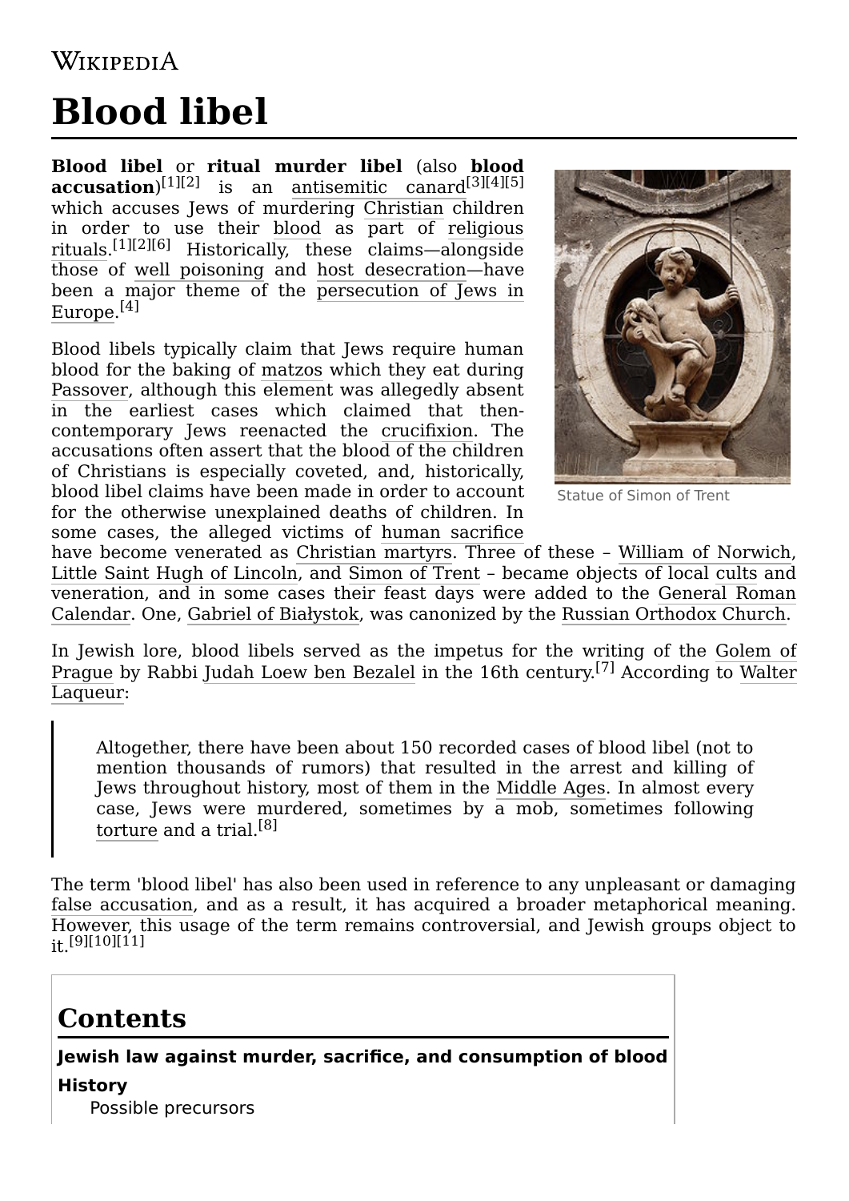# Blood libel

**Blood libel** or **ritual murder libel** (also **blood accusation**)[1][2] is an antisemitic canard[3][4][5] which accuses Jews of murdering Christian children in order to use their blood as part of religious rituals.[1][2][6] Historically, these claims—alongside those of well poisoning and host desecration—have been a major theme of the persecution of Jews in Europe.[4]

Statue of Simon of Trent

Blood libels typically claim that Jews require human blood for the baking of matzos which they eat during Passover, although this element was allegedly absent in the earliest cases which claimed that then-contemporary Jews reenacted the crucifixion. The accusations often assert that the blood of the children of Christians is especially coveted, and, historically, blood libel claims have been made in order to account for the otherwise unexplained deaths of children. In some cases, the alleged victims of human sacrifice have become venerated as Christian martyrs. Three of these – William of Norwich, Little Saint Hugh of Lincoln, and Simon of Trent – became objects of local cults and veneration, and in some cases their feast days were added to the General Roman Calendar. One, Gabriel of Białystok, was canonized by the Russian Orthodox Church.

In Jewish lore, blood libels served as the impetus for the writing of the Golem of Prague by Rabbi Judah Loew ben Bezalel in the 16th century.[7] According to Walter Laqueur:

> Altogether, there have been about 150 recorded cases of blood libel (not to mention thousands of rumors) that resulted in the arrest and killing of Jews throughout history, most of them in the Middle Ages. In almost every case, Jews were murdered, sometimes by a mob, sometimes following torture and a trial.[8]

The term 'blood libel' has also been used in reference to any unpleasant or damaging false accusation, and as a result, it has acquired a broader metaphorical meaning. However, this usage of the term remains controversial, and Jewish groups object to it.[9][10][11]

## Contents

**Jewish law against murder, sacrifice, and consumption of blood**

**History**

Possible precursors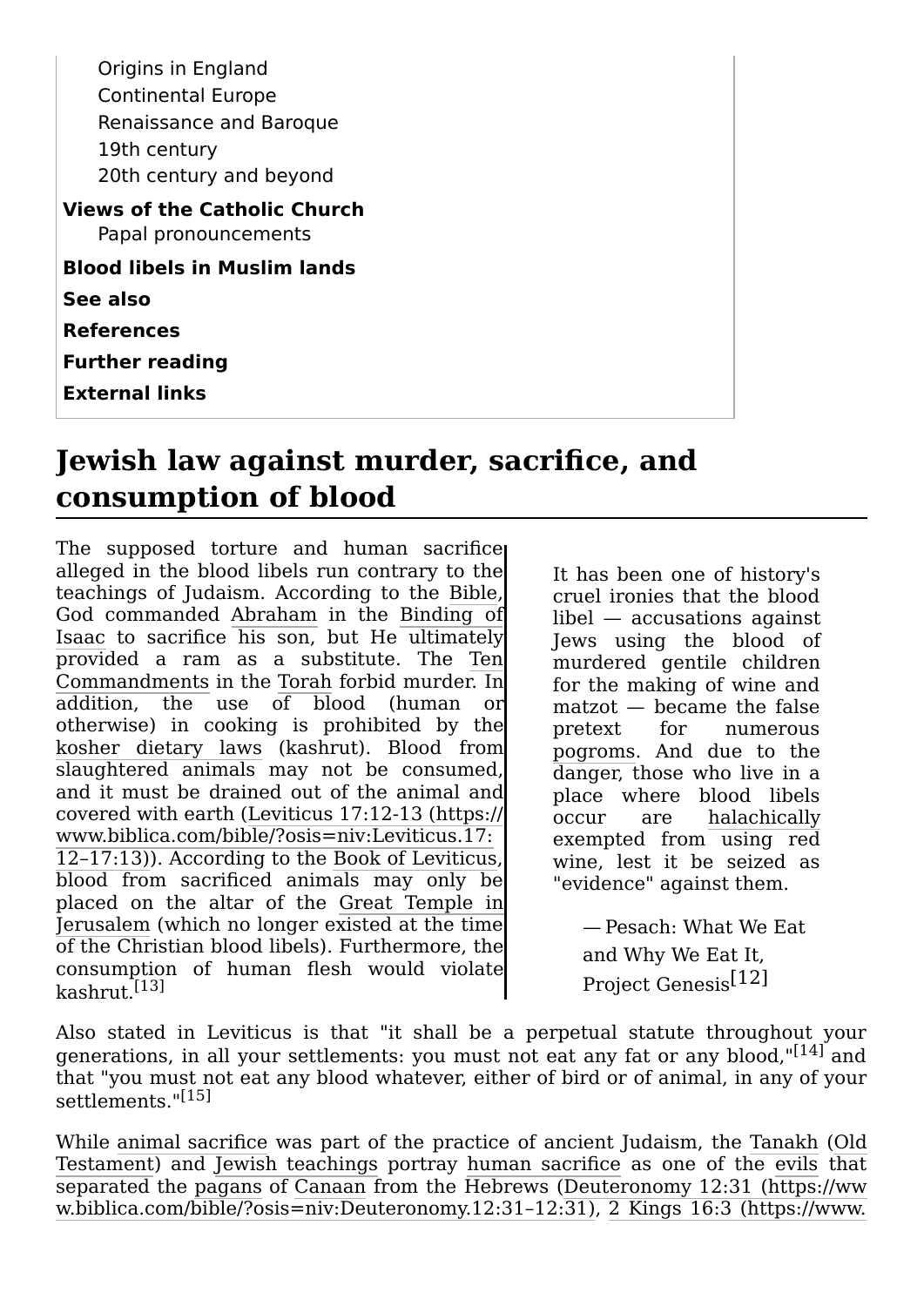Origins in England
Continental Europe
Renaissance and Baroque
19th century
20th century and beyond

**Views of the Catholic Church**
Papal pronouncements

**Blood libels in Muslim lands**

**See also**

**References**

**Further reading**

**External links**

## Jewish law against murder, sacrifice, and consumption of blood

The supposed torture and human sacrifice alleged in the blood libels run contrary to the teachings of Judaism. According to the Bible, God commanded Abraham in the Binding of Isaac to sacrifice his son, but He ultimately provided a ram as a substitute. The Ten Commandments in the Torah forbid murder. In addition, the use of blood (human or otherwise) in cooking is prohibited by the kosher dietary laws (kashrut). Blood from slaughtered animals may not be consumed, and it must be drained out of the animal and covered with earth (Leviticus 17:12-13 (https://www.biblica.com/bible/?osis=niv:Leviticus.17:12–17:13)). According to the Book of Leviticus, blood from sacrificed animals may only be placed on the altar of the Great Temple in Jerusalem (which no longer existed at the time of the Christian blood libels). Furthermore, the consumption of human flesh would violate kashrut.[13]

> It has been one of history's cruel ironies that the blood libel — accusations against Jews using the blood of murdered gentile children for the making of wine and matzot — became the false pretext for numerous pogroms. And due to the danger, those who live in a place where blood libels occur are halachically exempted from using red wine, lest it be seized as "evidence" against them.
>
> — Pesach: What We Eat and Why We Eat It, Project Genesis[12]

Also stated in Leviticus is that "it shall be a perpetual statute throughout your generations, in all your settlements: you must not eat any fat or any blood,"[14] and that "you must not eat any blood whatever, either of bird or of animal, in any of your settlements."[15]

While animal sacrifice was part of the practice of ancient Judaism, the Tanakh (Old Testament) and Jewish teachings portray human sacrifice as one of the evils that separated the pagans of Canaan from the Hebrews (Deuteronomy 12:31 (https://www.biblica.com/bible/?osis=niv:Deuteronomy.12:31–12:31), 2 Kings 16:3 (https://www.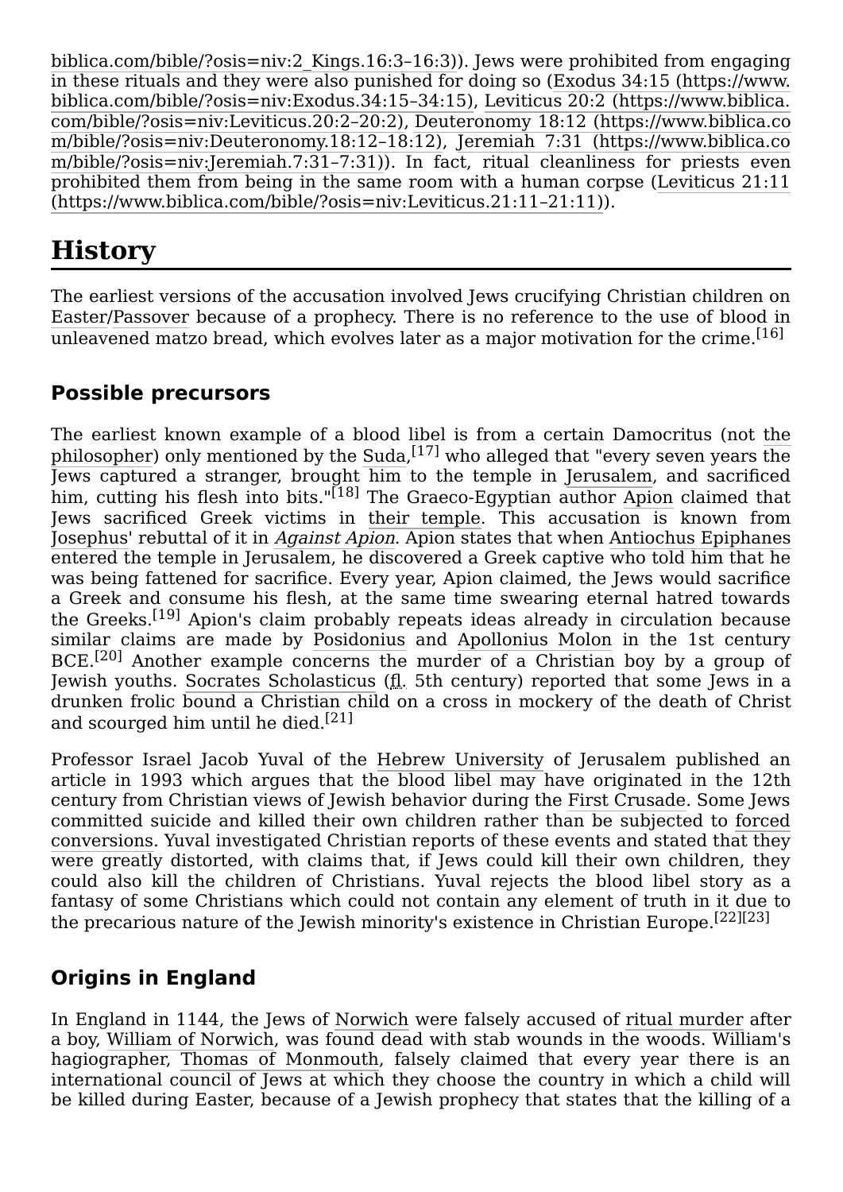biblica.com/bible/?osis=niv:2_Kings.16:3–16:3)). Jews were prohibited from engaging in these rituals and they were also punished for doing so (Exodus 34:15 (https://www.biblica.com/bible/?osis=niv:Exodus.34:15–34:15), Leviticus 20:2 (https://www.biblica.com/bible/?osis=niv:Leviticus.20:2–20:2), Deuteronomy 18:12 (https://www.biblica.com/bible/?osis=niv:Deuteronomy.18:12–18:12), Jeremiah 7:31 (https://www.biblica.com/bible/?osis=niv:Jeremiah.7:31–7:31)). In fact, ritual cleanliness for priests even prohibited them from being in the same room with a human corpse (Leviticus 21:11 (https://www.biblica.com/bible/?osis=niv:Leviticus.21:11–21:11)).

# History

The earliest versions of the accusation involved Jews crucifying Christian children on Easter/Passover because of a prophecy. There is no reference to the use of blood in unleavened matzo bread, which evolves later as a major motivation for the crime.[16]

## Possible precursors

The earliest known example of a blood libel is from a certain Damocritus (not the philosopher) only mentioned by the Suda,[17] who alleged that "every seven years the Jews captured a stranger, brought him to the temple in Jerusalem, and sacrificed him, cutting his flesh into bits."[18] The Graeco-Egyptian author Apion claimed that Jews sacrificed Greek victims in their temple. This accusation is known from Josephus' rebuttal of it in *Against Apion*. Apion states that when Antiochus Epiphanes entered the temple in Jerusalem, he discovered a Greek captive who told him that he was being fattened for sacrifice. Every year, Apion claimed, the Jews would sacrifice a Greek and consume his flesh, at the same time swearing eternal hatred towards the Greeks.[19] Apion's claim probably repeats ideas already in circulation because similar claims are made by Posidonius and Apollonius Molon in the 1st century BCE.[20] Another example concerns the murder of a Christian boy by a group of Jewish youths. Socrates Scholasticus (fl. 5th century) reported that some Jews in a drunken frolic bound a Christian child on a cross in mockery of the death of Christ and scourged him until he died.[21]

Professor Israel Jacob Yuval of the Hebrew University of Jerusalem published an article in 1993 which argues that the blood libel may have originated in the 12th century from Christian views of Jewish behavior during the First Crusade. Some Jews committed suicide and killed their own children rather than be subjected to forced conversions. Yuval investigated Christian reports of these events and stated that they were greatly distorted, with claims that, if Jews could kill their own children, they could also kill the children of Christians. Yuval rejects the blood libel story as a fantasy of some Christians which could not contain any element of truth in it due to the precarious nature of the Jewish minority's existence in Christian Europe.[22][23]

## Origins in England

In England in 1144, the Jews of Norwich were falsely accused of ritual murder after a boy, William of Norwich, was found dead with stab wounds in the woods. William's hagiographer, Thomas of Monmouth, falsely claimed that every year there is an international council of Jews at which they choose the country in which a child will be killed during Easter, because of a Jewish prophecy that states that the killing of a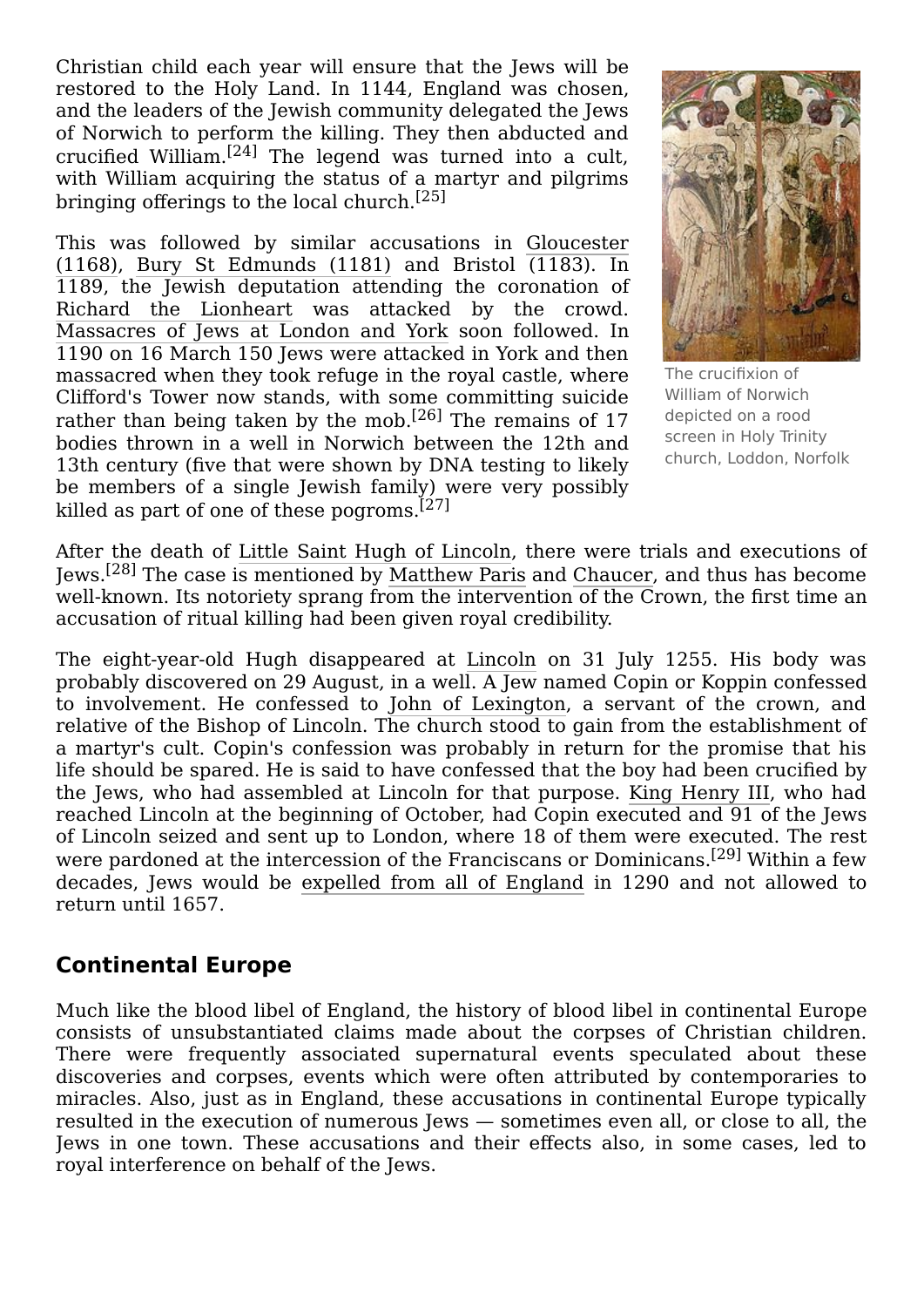Christian child each year will ensure that the Jews will be restored to the Holy Land. In 1144, England was chosen, and the leaders of the Jewish community delegated the Jews of Norwich to perform the killing. They then abducted and crucified William.[24] The legend was turned into a cult, with William acquiring the status of a martyr and pilgrims bringing offerings to the local church.[25]

This was followed by similar accusations in Gloucester (1168), Bury St Edmunds (1181) and Bristol (1183). In 1189, the Jewish deputation attending the coronation of Richard the Lionheart was attacked by the crowd. Massacres of Jews at London and York soon followed. In 1190 on 16 March 150 Jews were attacked in York and then massacred when they took refuge in the royal castle, where Clifford's Tower now stands, with some committing suicide rather than being taken by the mob.[26] The remains of 17 bodies thrown in a well in Norwich between the 12th and 13th century (five that were shown by DNA testing to likely be members of a single Jewish family) were very possibly killed as part of one of these pogroms.[27]

The crucifixion of William of Norwich depicted on a rood screen in Holy Trinity church, Loddon, Norfolk

After the death of Little Saint Hugh of Lincoln, there were trials and executions of Jews.[28] The case is mentioned by Matthew Paris and Chaucer, and thus has become well-known. Its notoriety sprang from the intervention of the Crown, the first time an accusation of ritual killing had been given royal credibility.

The eight-year-old Hugh disappeared at Lincoln on 31 July 1255. His body was probably discovered on 29 August, in a well. A Jew named Copin or Koppin confessed to involvement. He confessed to John of Lexington, a servant of the crown, and relative of the Bishop of Lincoln. The church stood to gain from the establishment of a martyr's cult. Copin's confession was probably in return for the promise that his life should be spared. He is said to have confessed that the boy had been crucified by the Jews, who had assembled at Lincoln for that purpose. King Henry III, who had reached Lincoln at the beginning of October, had Copin executed and 91 of the Jews of Lincoln seized and sent up to London, where 18 of them were executed. The rest were pardoned at the intercession of the Franciscans or Dominicans.[29] Within a few decades, Jews would be expelled from all of England in 1290 and not allowed to return until 1657.

## Continental Europe

Much like the blood libel of England, the history of blood libel in continental Europe consists of unsubstantiated claims made about the corpses of Christian children. There were frequently associated supernatural events speculated about these discoveries and corpses, events which were often attributed by contemporaries to miracles. Also, just as in England, these accusations in continental Europe typically resulted in the execution of numerous Jews — sometimes even all, or close to all, the Jews in one town. These accusations and their effects also, in some cases, led to royal interference on behalf of the Jews.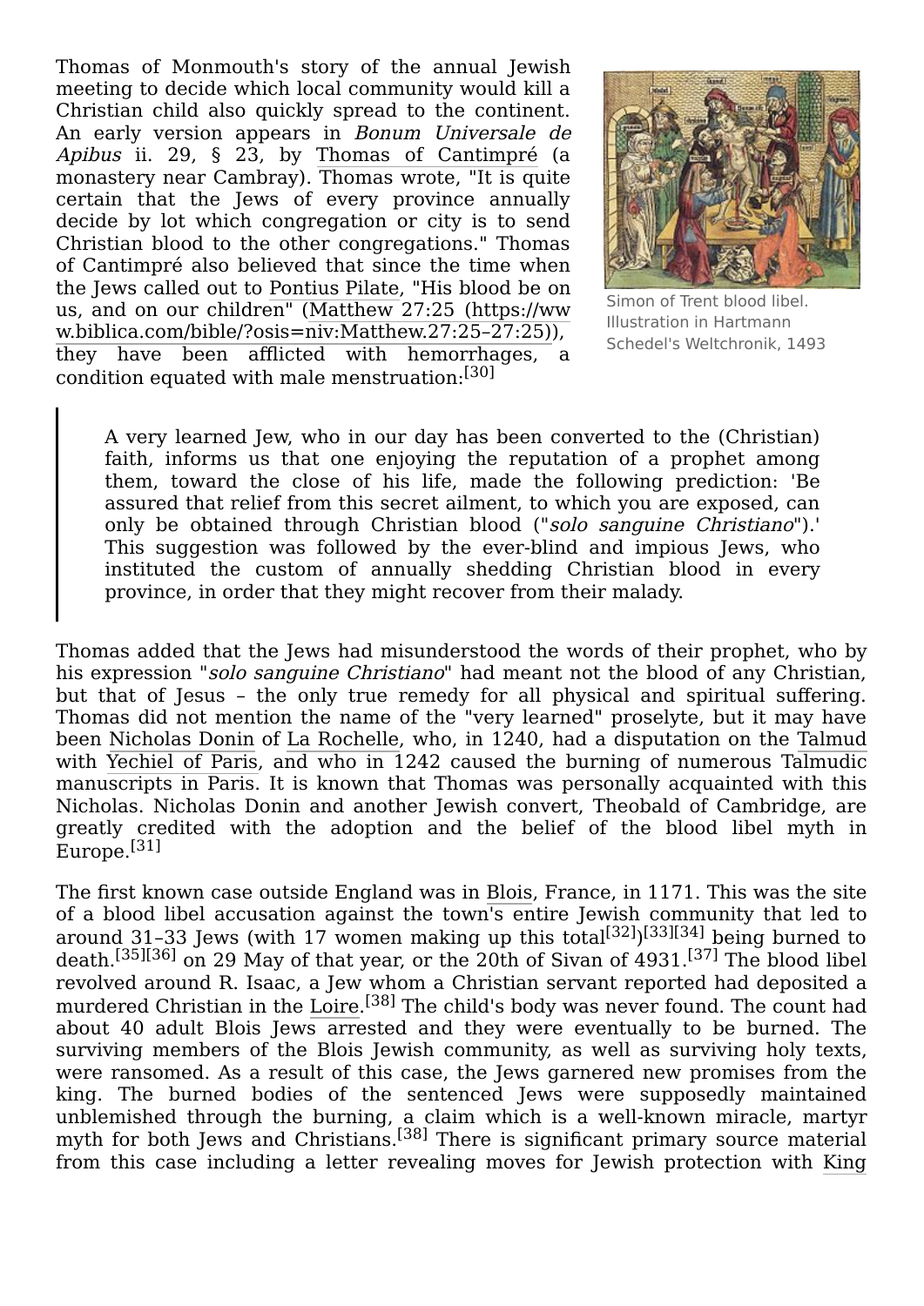Thomas of Monmouth's story of the annual Jewish meeting to decide which local community would kill a Christian child also quickly spread to the continent. An early version appears in *Bonum Universale de Apibus* ii. 29, § 23, by Thomas of Cantimpré (a monastery near Cambray). Thomas wrote, "It is quite certain that the Jews of every province annually decide by lot which congregation or city is to send Christian blood to the other congregations." Thomas of Cantimpré also believed that since the time when the Jews called out to Pontius Pilate, "His blood be on us, and on our children" (Matthew 27:25 (https://www.biblica.com/bible/?osis=niv:Matthew.27:25–27:25)), they have been afflicted with hemorrhages, a condition equated with male menstruation:[30]

Simon of Trent blood libel. Illustration in Hartmann Schedel's Weltchronik, 1493

> A very learned Jew, who in our day has been converted to the (Christian) faith, informs us that one enjoying the reputation of a prophet among them, toward the close of his life, made the following prediction: 'Be assured that relief from this secret ailment, to which you are exposed, can only be obtained through Christian blood ("*solo sanguine Christiano*").' This suggestion was followed by the ever-blind and impious Jews, who instituted the custom of annually shedding Christian blood in every province, in order that they might recover from their malady.

Thomas added that the Jews had misunderstood the words of their prophet, who by his expression "*solo sanguine Christiano*" had meant not the blood of any Christian, but that of Jesus – the only true remedy for all physical and spiritual suffering. Thomas did not mention the name of the "very learned" proselyte, but it may have been Nicholas Donin of La Rochelle, who, in 1240, had a disputation on the Talmud with Yechiel of Paris, and who in 1242 caused the burning of numerous Talmudic manuscripts in Paris. It is known that Thomas was personally acquainted with this Nicholas. Nicholas Donin and another Jewish convert, Theobald of Cambridge, are greatly credited with the adoption and the belief of the blood libel myth in Europe.[31]

The first known case outside England was in Blois, France, in 1171. This was the site of a blood libel accusation against the town's entire Jewish community that led to around 31–33 Jews (with 17 women making up this total[32])[33][34] being burned to death.[35][36] on 29 May of that year, or the 20th of Sivan of 4931.[37] The blood libel revolved around R. Isaac, a Jew whom a Christian servant reported had deposited a murdered Christian in the Loire.[38] The child's body was never found. The count had about 40 adult Blois Jews arrested and they were eventually to be burned. The surviving members of the Blois Jewish community, as well as surviving holy texts, were ransomed. As a result of this case, the Jews garnered new promises from the king. The burned bodies of the sentenced Jews were supposedly maintained unblemished through the burning, a claim which is a well-known miracle, martyr myth for both Jews and Christians.[38] There is significant primary source material from this case including a letter revealing moves for Jewish protection with King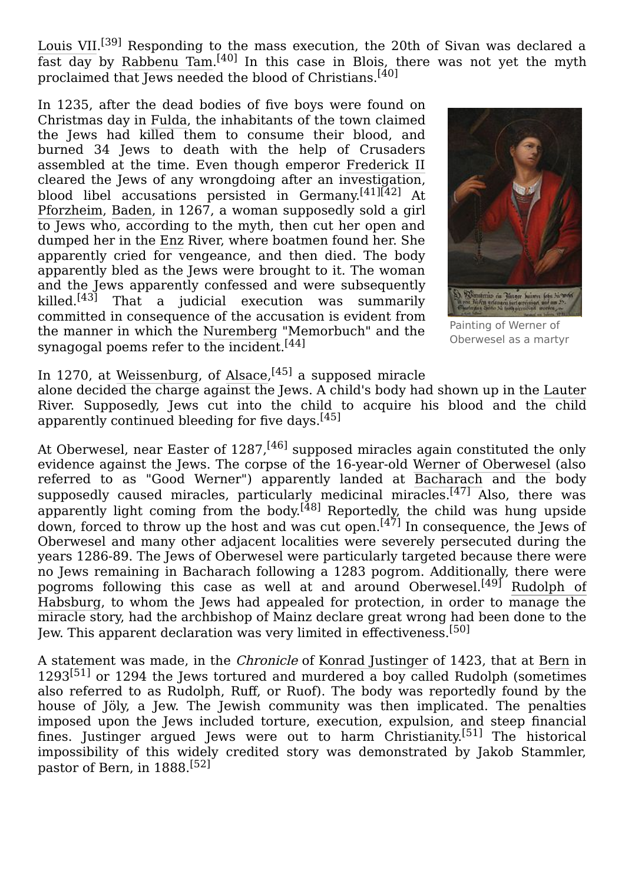Louis VII.[39] Responding to the mass execution, the 20th of Sivan was declared a fast day by Rabbenu Tam.[40] In this case in Blois, there was not yet the myth proclaimed that Jews needed the blood of Christians.[40]

In 1235, after the dead bodies of five boys were found on Christmas day in Fulda, the inhabitants of the town claimed the Jews had killed them to consume their blood, and burned 34 Jews to death with the help of Crusaders assembled at the time. Even though emperor Frederick II cleared the Jews of any wrongdoing after an investigation, blood libel accusations persisted in Germany.[41][42] At Pforzheim, Baden, in 1267, a woman supposedly sold a girl to Jews who, according to the myth, then cut her open and dumped her in the Enz River, where boatmen found her. She apparently cried for vengeance, and then died. The body apparently bled as the Jews were brought to it. The woman and the Jews apparently confessed and were subsequently killed.[43] That a judicial execution was summarily committed in consequence of the accusation is evident from the manner in which the Nuremberg "Memorbuch" and the synagogal poems refer to the incident.[44]

Painting of Werner of Oberwesel as a martyr

In 1270, at Weissenburg, of Alsace,[45] a supposed miracle alone decided the charge against the Jews. A child's body had shown up in the Lauter River. Supposedly, Jews cut into the child to acquire his blood and the child apparently continued bleeding for five days.[45]

At Oberwesel, near Easter of 1287,[46] supposed miracles again constituted the only evidence against the Jews. The corpse of the 16-year-old Werner of Oberwesel (also referred to as "Good Werner") apparently landed at Bacharach and the body supposedly caused miracles, particularly medicinal miracles.[47] Also, there was apparently light coming from the body.[48] Reportedly, the child was hung upside down, forced to throw up the host and was cut open.[47] In consequence, the Jews of Oberwesel and many other adjacent localities were severely persecuted during the years 1286-89. The Jews of Oberwesel were particularly targeted because there were no Jews remaining in Bacharach following a 1283 pogrom. Additionally, there were pogroms following this case as well at and around Oberwesel.[49] Rudolph of Habsburg, to whom the Jews had appealed for protection, in order to manage the miracle story, had the archbishop of Mainz declare great wrong had been done to the Jew. This apparent declaration was very limited in effectiveness.[50]

A statement was made, in the *Chronicle* of Konrad Justinger of 1423, that at Bern in 1293[51] or 1294 the Jews tortured and murdered a boy called Rudolph (sometimes also referred to as Rudolph, Ruff, or Ruof). The body was reportedly found by the house of Jöly, a Jew. The Jewish community was then implicated. The penalties imposed upon the Jews included torture, execution, expulsion, and steep financial fines. Justinger argued Jews were out to harm Christianity.[51] The historical impossibility of this widely credited story was demonstrated by Jakob Stammler, pastor of Bern, in 1888.[52]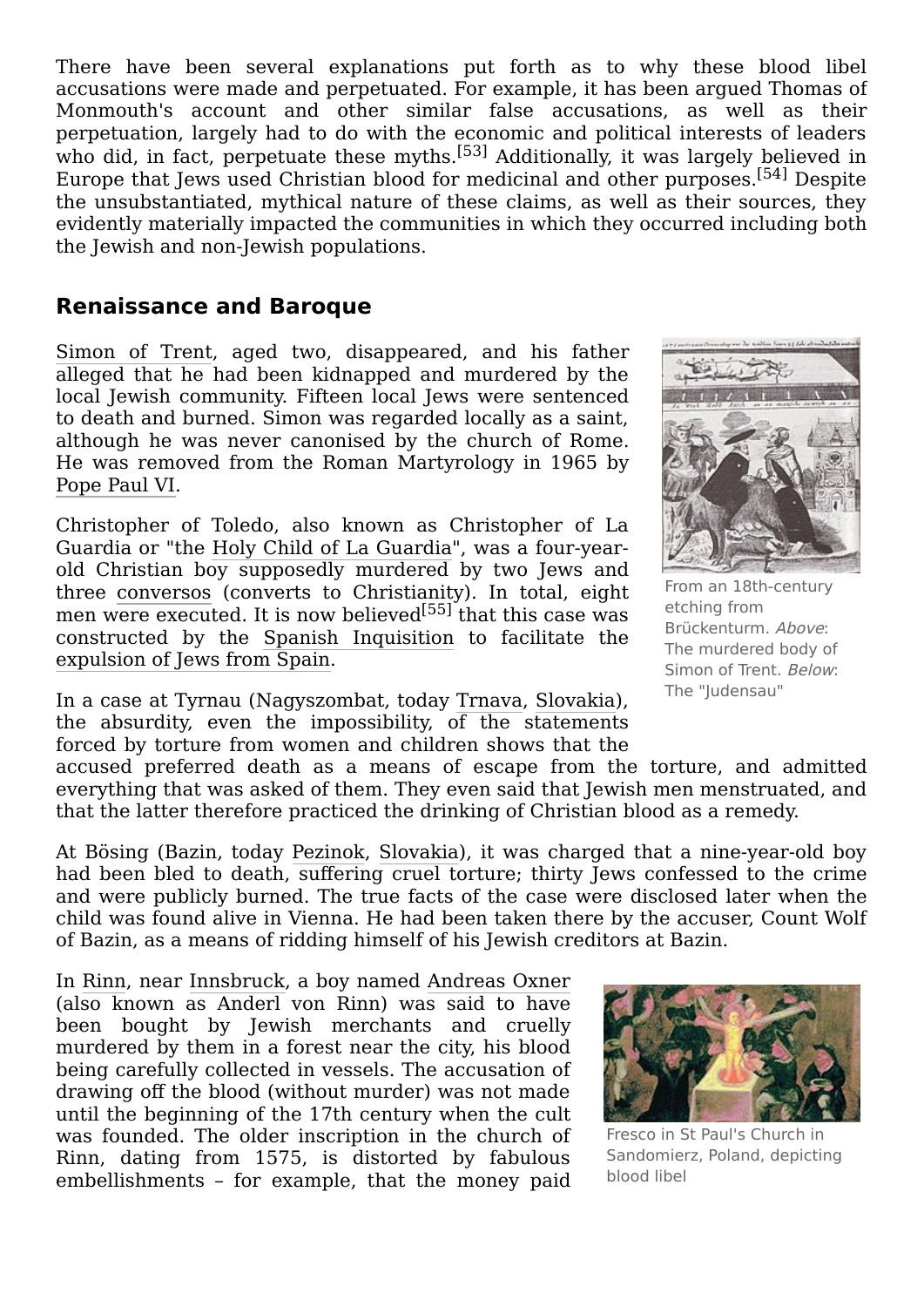There have been several explanations put forth as to why these blood libel accusations were made and perpetuated. For example, it has been argued Thomas of Monmouth's account and other similar false accusations, as well as their perpetuation, largely had to do with the economic and political interests of leaders who did, in fact, perpetuate these myths.[53] Additionally, it was largely believed in Europe that Jews used Christian blood for medicinal and other purposes.[54] Despite the unsubstantiated, mythical nature of these claims, as well as their sources, they evidently materially impacted the communities in which they occurred including both the Jewish and non-Jewish populations.

## Renaissance and Baroque

Simon of Trent, aged two, disappeared, and his father alleged that he had been kidnapped and murdered by the local Jewish community. Fifteen local Jews were sentenced to death and burned. Simon was regarded locally as a saint, although he was never canonised by the church of Rome. He was removed from the Roman Martyrology in 1965 by Pope Paul VI.

From an 18th-century etching from Brückenturm. *Above*: The murdered body of Simon of Trent. *Below*: The "Judensau"

Christopher of Toledo, also known as Christopher of La Guardia or "the Holy Child of La Guardia", was a four-year-old Christian boy supposedly murdered by two Jews and three conversos (converts to Christianity). In total, eight men were executed. It is now believed[55] that this case was constructed by the Spanish Inquisition to facilitate the expulsion of Jews from Spain.

In a case at Tyrnau (Nagyszombat, today Trnava, Slovakia), the absurdity, even the impossibility, of the statements forced by torture from women and children shows that the accused preferred death as a means of escape from the torture, and admitted everything that was asked of them. They even said that Jewish men menstruated, and that the latter therefore practiced the drinking of Christian blood as a remedy.

At Bösing (Bazin, today Pezinok, Slovakia), it was charged that a nine-year-old boy had been bled to death, suffering cruel torture; thirty Jews confessed to the crime and were publicly burned. The true facts of the case were disclosed later when the child was found alive in Vienna. He had been taken there by the accuser, Count Wolf of Bazin, as a means of ridding himself of his Jewish creditors at Bazin.

In Rinn, near Innsbruck, a boy named Andreas Oxner (also known as Anderl von Rinn) was said to have been bought by Jewish merchants and cruelly murdered by them in a forest near the city, his blood being carefully collected in vessels. The accusation of drawing off the blood (without murder) was not made until the beginning of the 17th century when the cult was founded. The older inscription in the church of Rinn, dating from 1575, is distorted by fabulous embellishments – for example, that the money paid

Fresco in St Paul's Church in Sandomierz, Poland, depicting blood libel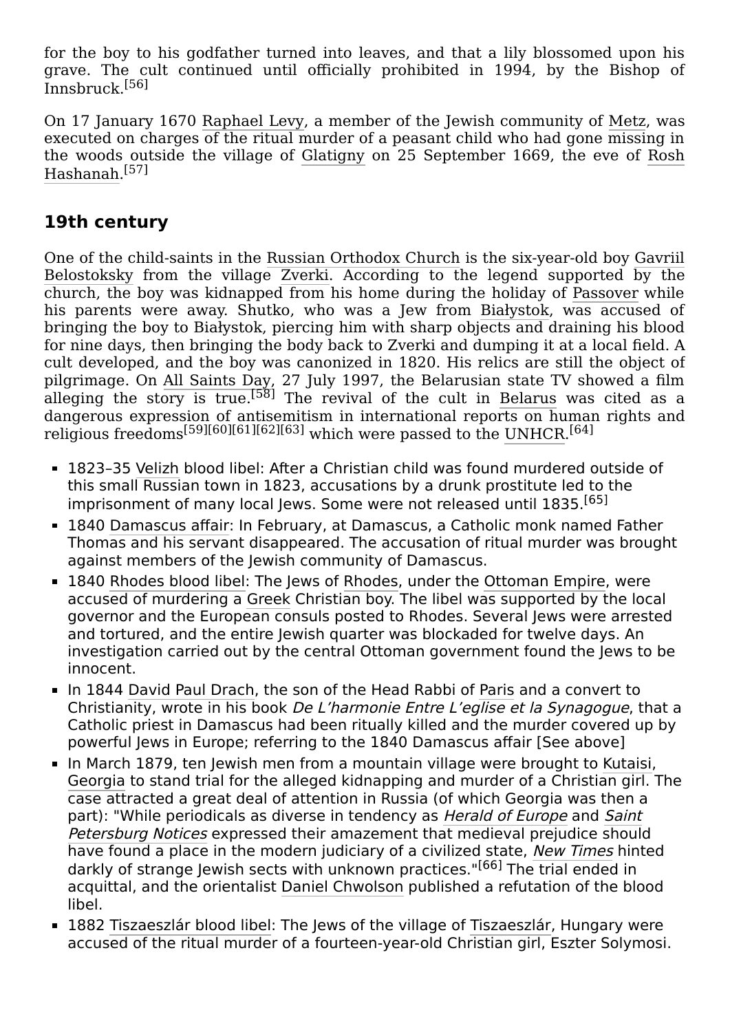for the boy to his godfather turned into leaves, and that a lily blossomed upon his grave. The cult continued until officially prohibited in 1994, by the Bishop of Innsbruck.[56]

On 17 January 1670 Raphael Levy, a member of the Jewish community of Metz, was executed on charges of the ritual murder of a peasant child who had gone missing in the woods outside the village of Glatigny on 25 September 1669, the eve of Rosh Hashanah.[57]

## 19th century

One of the child-saints in the Russian Orthodox Church is the six-year-old boy Gavriil Belostoksky from the village Zverki. According to the legend supported by the church, the boy was kidnapped from his home during the holiday of Passover while his parents were away. Shutko, who was a Jew from Białystok, was accused of bringing the boy to Białystok, piercing him with sharp objects and draining his blood for nine days, then bringing the body back to Zverki and dumping it at a local field. A cult developed, and the boy was canonized in 1820. His relics are still the object of pilgrimage. On All Saints Day, 27 July 1997, the Belarusian state TV showed a film alleging the story is true.[58] The revival of the cult in Belarus was cited as a dangerous expression of antisemitism in international reports on human rights and religious freedoms[59][60][61][62][63] which were passed to the UNHCR.[64]

- 1823–35 Velizh blood libel: After a Christian child was found murdered outside of this small Russian town in 1823, accusations by a drunk prostitute led to the imprisonment of many local Jews. Some were not released until 1835.[65]
- 1840 Damascus affair: In February, at Damascus, a Catholic monk named Father Thomas and his servant disappeared. The accusation of ritual murder was brought against members of the Jewish community of Damascus.
- 1840 Rhodes blood libel: The Jews of Rhodes, under the Ottoman Empire, were accused of murdering a Greek Christian boy. The libel was supported by the local governor and the European consuls posted to Rhodes. Several Jews were arrested and tortured, and the entire Jewish quarter was blockaded for twelve days. An investigation carried out by the central Ottoman government found the Jews to be innocent.
- In 1844 David Paul Drach, the son of the Head Rabbi of Paris and a convert to Christianity, wrote in his book *De L'harmonie Entre L'eglise et la Synagogue*, that a Catholic priest in Damascus had been ritually killed and the murder covered up by powerful Jews in Europe; referring to the 1840 Damascus affair [See above]
- In March 1879, ten Jewish men from a mountain village were brought to Kutaisi, Georgia to stand trial for the alleged kidnapping and murder of a Christian girl. The case attracted a great deal of attention in Russia (of which Georgia was then a part): "While periodicals as diverse in tendency as *Herald of Europe* and *Saint Petersburg Notices* expressed their amazement that medieval prejudice should have found a place in the modern judiciary of a civilized state, *New Times* hinted darkly of strange Jewish sects with unknown practices."[66] The trial ended in acquittal, and the orientalist Daniel Chwolson published a refutation of the blood libel.
- 1882 Tiszaeszlár blood libel: The Jews of the village of Tiszaeszlár, Hungary were accused of the ritual murder of a fourteen-year-old Christian girl, Eszter Solymosi.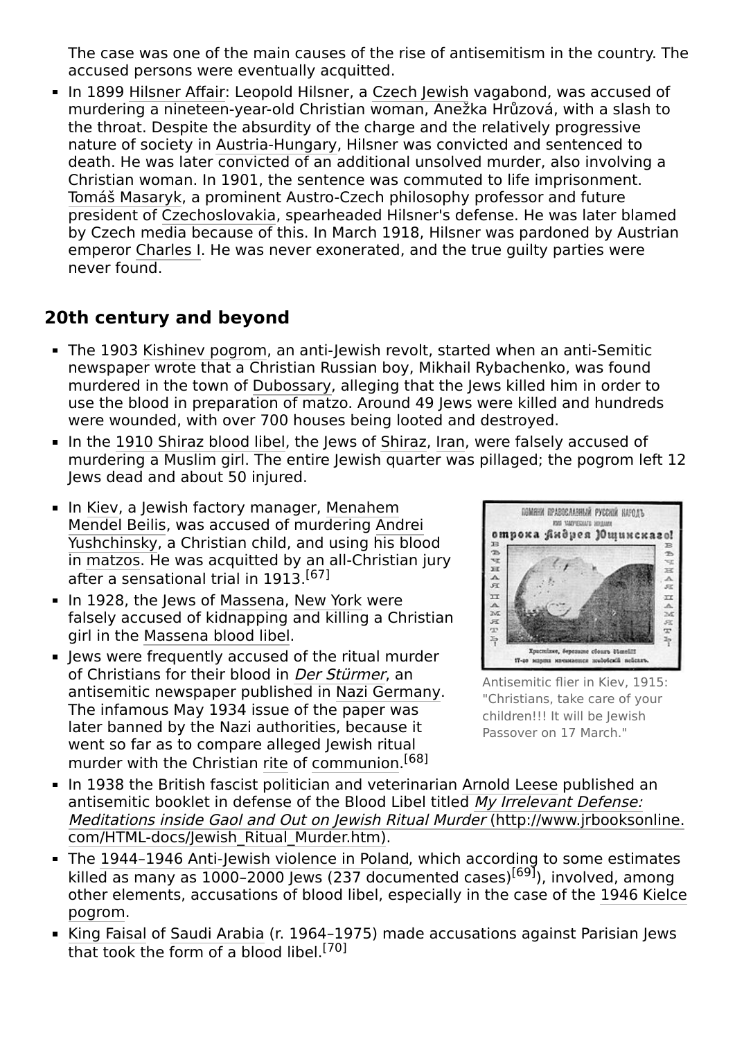The case was one of the main causes of the rise of antisemitism in the country. The accused persons were eventually acquitted.

- In 1899 Hilsner Affair: Leopold Hilsner, a Czech Jewish vagabond, was accused of murdering a nineteen-year-old Christian woman, Anežka Hrůzová, with a slash to the throat. Despite the absurdity of the charge and the relatively progressive nature of society in Austria-Hungary, Hilsner was convicted and sentenced to death. He was later convicted of an additional unsolved murder, also involving a Christian woman. In 1901, the sentence was commuted to life imprisonment. Tomáš Masaryk, a prominent Austro-Czech philosophy professor and future president of Czechoslovakia, spearheaded Hilsner's defense. He was later blamed by Czech media because of this. In March 1918, Hilsner was pardoned by Austrian emperor Charles I. He was never exonerated, and the true guilty parties were never found.

## 20th century and beyond

- The 1903 Kishinev pogrom, an anti-Jewish revolt, started when an anti-Semitic newspaper wrote that a Christian Russian boy, Mikhail Rybachenko, was found murdered in the town of Dubossary, alleging that the Jews killed him in order to use the blood in preparation of matzo. Around 49 Jews were killed and hundreds were wounded, with over 700 houses being looted and destroyed.
- In the 1910 Shiraz blood libel, the Jews of Shiraz, Iran, were falsely accused of murdering a Muslim girl. The entire Jewish quarter was pillaged; the pogrom left 12 Jews dead and about 50 injured.
- In Kiev, a Jewish factory manager, Menahem Mendel Beilis, was accused of murdering Andrei Yushchinsky, a Christian child, and using his blood in matzos. He was acquitted by an all-Christian jury after a sensational trial in 1913.[67]
- In 1928, the Jews of Massena, New York were falsely accused of kidnapping and killing a Christian girl in the Massena blood libel.
- Jews were frequently accused of the ritual murder of Christians for their blood in *Der Stürmer*, an antisemitic newspaper published in Nazi Germany. The infamous May 1934 issue of the paper was later banned by the Nazi authorities, because it went so far as to compare alleged Jewish ritual murder with the Christian rite of communion.[68]

Antisemitic flier in Kiev, 1915: "Christians, take care of your children!!! It will be Jewish Passover on 17 March."

- In 1938 the British fascist politician and veterinarian Arnold Leese published an antisemitic booklet in defense of the Blood Libel titled *My Irrelevant Defense: Meditations inside Gaol and Out on Jewish Ritual Murder* (http://www.jrbooksonline.com/HTML-docs/Jewish_Ritual_Murder.htm).
- The 1944–1946 Anti-Jewish violence in Poland, which according to some estimates killed as many as 1000–2000 Jews (237 documented cases)[69]), involved, among other elements, accusations of blood libel, especially in the case of the 1946 Kielce pogrom.
- King Faisal of Saudi Arabia (r. 1964–1975) made accusations against Parisian Jews that took the form of a blood libel.[70]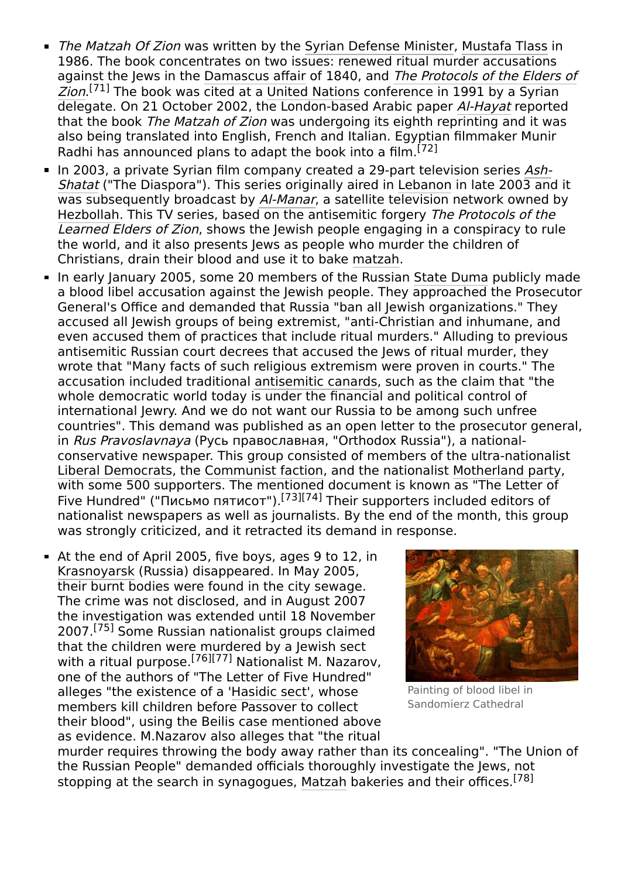- *The Matzah Of Zion* was written by the Syrian Defense Minister, Mustafa Tlass in 1986. The book concentrates on two issues: renewed ritual murder accusations against the Jews in the Damascus affair of 1840, and *The Protocols of the Elders of Zion*.[71] The book was cited at a United Nations conference in 1991 by a Syrian delegate. On 21 October 2002, the London-based Arabic paper *Al-Hayat* reported that the book *The Matzah of Zion* was undergoing its eighth reprinting and it was also being translated into English, French and Italian. Egyptian filmmaker Munir Radhi has announced plans to adapt the book into a film.[72]
- In 2003, a private Syrian film company created a 29-part television series *Ash-Shatat* ("The Diaspora"). This series originally aired in Lebanon in late 2003 and it was subsequently broadcast by *Al-Manar*, a satellite television network owned by Hezbollah. This TV series, based on the antisemitic forgery *The Protocols of the Learned Elders of Zion*, shows the Jewish people engaging in a conspiracy to rule the world, and it also presents Jews as people who murder the children of Christians, drain their blood and use it to bake matzah.
- In early January 2005, some 20 members of the Russian State Duma publicly made a blood libel accusation against the Jewish people. They approached the Prosecutor General's Office and demanded that Russia "ban all Jewish organizations." They accused all Jewish groups of being extremist, "anti-Christian and inhumane, and even accused them of practices that include ritual murders." Alluding to previous antisemitic Russian court decrees that accused the Jews of ritual murder, they wrote that "Many facts of such religious extremism were proven in courts." The accusation included traditional antisemitic canards, such as the claim that "the whole democratic world today is under the financial and political control of international Jewry. And we do not want our Russia to be among such unfree countries". This demand was published as an open letter to the prosecutor general, in *Rus Pravoslavnaya* (Русь православная, "Orthodox Russia"), a national-conservative newspaper. This group consisted of members of the ultra-nationalist Liberal Democrats, the Communist faction, and the nationalist Motherland party, with some 500 supporters. The mentioned document is known as "The Letter of Five Hundred" ("Письмо пятисот").[73][74] Their supporters included editors of nationalist newspapers as well as journalists. By the end of the month, this group was strongly criticized, and it retracted its demand in response.
- At the end of April 2005, five boys, ages 9 to 12, in Krasnoyarsk (Russia) disappeared. In May 2005, their burnt bodies were found in the city sewage. The crime was not disclosed, and in August 2007 the investigation was extended until 18 November 2007.[75] Some Russian nationalist groups claimed that the children were murdered by a Jewish sect with a ritual purpose.[76][77] Nationalist M. Nazarov, one of the authors of "The Letter of Five Hundred" alleges "the existence of a 'Hasidic sect', whose members kill children before Passover to collect their blood", using the Beilis case mentioned above as evidence. M.Nazarov also alleges that "the ritual murder requires throwing the body away rather than its concealing". "The Union of the Russian People" demanded officials thoroughly investigate the Jews, not stopping at the search in synagogues, Matzah bakeries and their offices.[78]

Painting of blood libel in Sandomierz Cathedral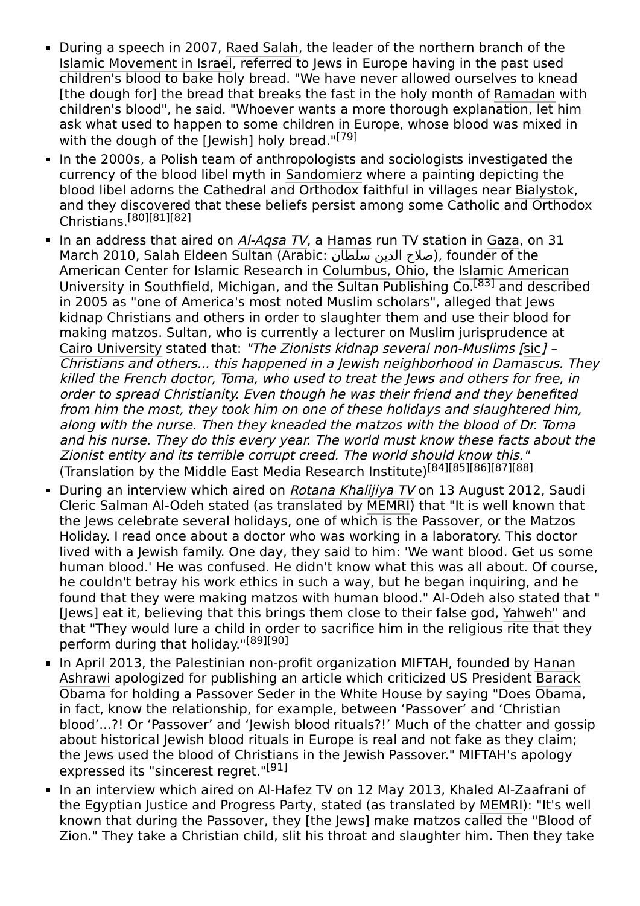- During a speech in 2007, Raed Salah, the leader of the northern branch of the Islamic Movement in Israel, referred to Jews in Europe having in the past used children's blood to bake holy bread. "We have never allowed ourselves to knead [the dough for] the bread that breaks the fast in the holy month of Ramadan with children's blood", he said. "Whoever wants a more thorough explanation, let him ask what used to happen to some children in Europe, whose blood was mixed in with the dough of the [Jewish] holy bread."[79]
- In the 2000s, a Polish team of anthropologists and sociologists investigated the currency of the blood libel myth in Sandomierz where a painting depicting the blood libel adorns the Cathedral and Orthodox faithful in villages near Bialystok, and they discovered that these beliefs persist among some Catholic and Orthodox Christians.[80][81][82]
- In an address that aired on *Al-Aqsa TV*, a Hamas run TV station in Gaza, on 31 March 2010, Salah Eldeen Sultan (Arabic: صلاح الدين سلطان), founder of the American Center for Islamic Research in Columbus, Ohio, the Islamic American University in Southfield, Michigan, and the Sultan Publishing Co.[83] and described in 2005 as "one of America's most noted Muslim scholars", alleged that Jews kidnap Christians and others in order to slaughter them and use their blood for making matzos. Sultan, who is currently a lecturer on Muslim jurisprudence at Cairo University stated that: *"The Zionists kidnap several non-Muslims [*sic*] – Christians and others... this happened in a Jewish neighborhood in Damascus. They killed the French doctor, Toma, who used to treat the Jews and others for free, in order to spread Christianity. Even though he was their friend and they benefited from him the most, they took him on one of these holidays and slaughtered him, along with the nurse. Then they kneaded the matzos with the blood of Dr. Toma and his nurse. They do this every year. The world must know these facts about the Zionist entity and its terrible corrupt creed. The world should know this."* (Translation by the Middle East Media Research Institute)[84][85][86][87][88]
- During an interview which aired on *Rotana Khalijiya TV* on 13 August 2012, Saudi Cleric Salman Al-Odeh stated (as translated by MEMRI) that "It is well known that the Jews celebrate several holidays, one of which is the Passover, or the Matzos Holiday. I read once about a doctor who was working in a laboratory. This doctor lived with a Jewish family. One day, they said to him: 'We want blood. Get us some human blood.' He was confused. He didn't know what this was all about. Of course, he couldn't betray his work ethics in such a way, but he began inquiring, and he found that they were making matzos with human blood." Al-Odeh also stated that "[Jews] eat it, believing that this brings them close to their false god, Yahweh" and that "They would lure a child in order to sacrifice him in the religious rite that they perform during that holiday."[89][90]
- In April 2013, the Palestinian non-profit organization MIFTAH, founded by Hanan Ashrawi apologized for publishing an article which criticized US President Barack Obama for holding a Passover Seder in the White House by saying "Does Obama, in fact, know the relationship, for example, between 'Passover' and 'Christian blood'...?! Or 'Passover' and 'Jewish blood rituals?!' Much of the chatter and gossip about historical Jewish blood rituals in Europe is real and not fake as they claim; the Jews used the blood of Christians in the Jewish Passover." MIFTAH's apology expressed its "sincerest regret."[91]
- In an interview which aired on Al-Hafez TV on 12 May 2013, Khaled Al-Zaafrani of the Egyptian Justice and Progress Party, stated (as translated by MEMRI): "It's well known that during the Passover, they [the Jews] make matzos called the "Blood of Zion." They take a Christian child, slit his throat and slaughter him. Then they take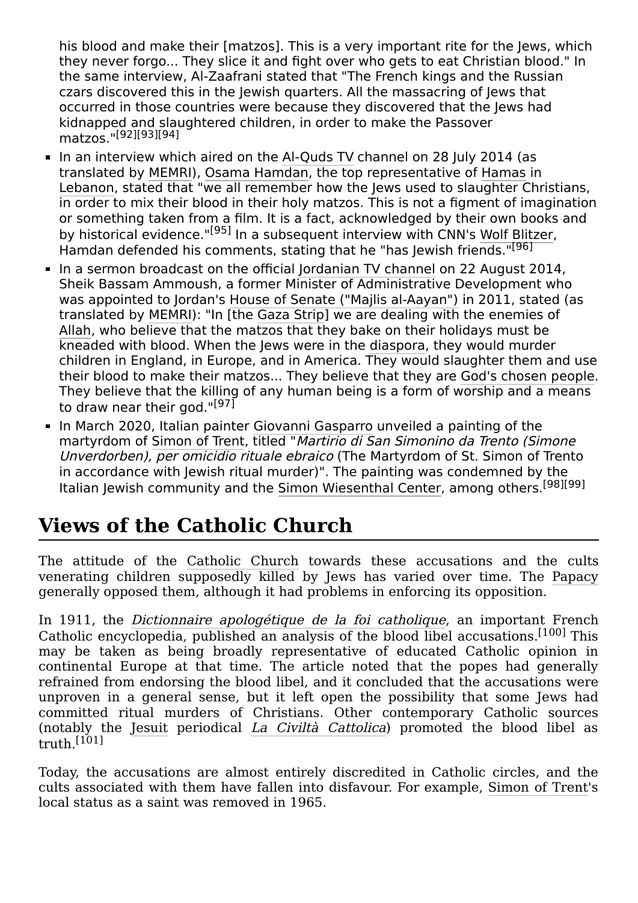his blood and make their [matzos]. This is a very important rite for the Jews, which they never forgo... They slice it and fight over who gets to eat Christian blood." In the same interview, Al-Zaafrani stated that "The French kings and the Russian czars discovered this in the Jewish quarters. All the massacring of Jews that occurred in those countries were because they discovered that the Jews had kidnapped and slaughtered children, in order to make the Passover matzos."[92][93][94]

- In an interview which aired on the Al-Quds TV channel on 28 July 2014 (as translated by MEMRI), Osama Hamdan, the top representative of Hamas in Lebanon, stated that "we all remember how the Jews used to slaughter Christians, in order to mix their blood in their holy matzos. This is not a figment of imagination or something taken from a film. It is a fact, acknowledged by their own books and by historical evidence."[95] In a subsequent interview with CNN's Wolf Blitzer, Hamdan defended his comments, stating that he "has Jewish friends."[96]
- In a sermon broadcast on the official Jordanian TV channel on 22 August 2014, Sheik Bassam Ammoush, a former Minister of Administrative Development who was appointed to Jordan's House of Senate ("Majlis al-Aayan") in 2011, stated (as translated by MEMRI): "In [the Gaza Strip] we are dealing with the enemies of Allah, who believe that the matzos that they bake on their holidays must be kneaded with blood. When the Jews were in the diaspora, they would murder children in England, in Europe, and in America. They would slaughter them and use their blood to make their matzos... They believe that they are God's chosen people. They believe that the killing of any human being is a form of worship and a means to draw near their god."[97]
- In March 2020, Italian painter Giovanni Gasparro unveiled a painting of the martyrdom of Simon of Trent, titled "*Martirio di San Simonino da Trento (Simone Unverdorben), per omicidio rituale ebraico* (The Martyrdom of St. Simon of Trento in accordance with Jewish ritual murder)". The painting was condemned by the Italian Jewish community and the Simon Wiesenthal Center, among others.[98][99]

# Views of the Catholic Church

The attitude of the Catholic Church towards these accusations and the cults venerating children supposedly killed by Jews has varied over time. The Papacy generally opposed them, although it had problems in enforcing its opposition.

In 1911, the *Dictionnaire apologétique de la foi catholique*, an important French Catholic encyclopedia, published an analysis of the blood libel accusations.[100] This may be taken as being broadly representative of educated Catholic opinion in continental Europe at that time. The article noted that the popes had generally refrained from endorsing the blood libel, and it concluded that the accusations were unproven in a general sense, but it left open the possibility that some Jews had committed ritual murders of Christians. Other contemporary Catholic sources (notably the Jesuit periodical *La Civiltà Cattolica*) promoted the blood libel as truth.[101]

Today, the accusations are almost entirely discredited in Catholic circles, and the cults associated with them have fallen into disfavour. For example, Simon of Trent's local status as a saint was removed in 1965.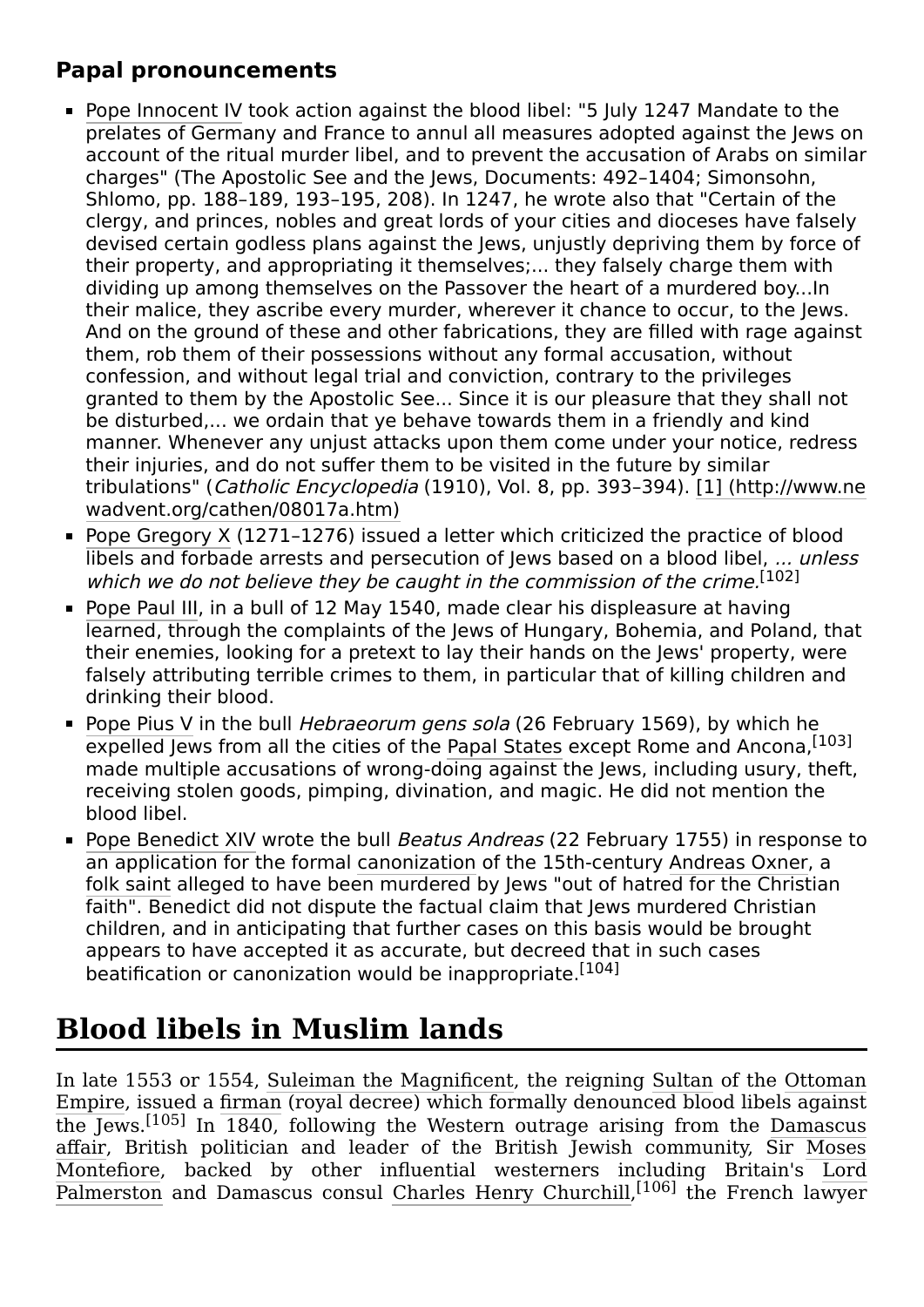### Papal pronouncements

- Pope Innocent IV took action against the blood libel: "5 July 1247 Mandate to the prelates of Germany and France to annul all measures adopted against the Jews on account of the ritual murder libel, and to prevent the accusation of Arabs on similar charges" (The Apostolic See and the Jews, Documents: 492–1404; Simonsohn, Shlomo, pp. 188–189, 193–195, 208). In 1247, he wrote also that "Certain of the clergy, and princes, nobles and great lords of your cities and dioceses have falsely devised certain godless plans against the Jews, unjustly depriving them by force of their property, and appropriating it themselves;... they falsely charge them with dividing up among themselves on the Passover the heart of a murdered boy...In their malice, they ascribe every murder, wherever it chance to occur, to the Jews. And on the ground of these and other fabrications, they are filled with rage against them, rob them of their possessions without any formal accusation, without confession, and without legal trial and conviction, contrary to the privileges granted to them by the Apostolic See... Since it is our pleasure that they shall not be disturbed,... we ordain that ye behave towards them in a friendly and kind manner. Whenever any unjust attacks upon them come under your notice, redress their injuries, and do not suffer them to be visited in the future by similar tribulations" (*Catholic Encyclopedia* (1910), Vol. 8, pp. 393–394). [1] (http://www.newadvent.org/cathen/08017a.htm)
- Pope Gregory X (1271–1276) issued a letter which criticized the practice of blood libels and forbade arrests and persecution of Jews based on a blood libel, *... unless which we do not believe they be caught in the commission of the crime.*[102]
- Pope Paul III, in a bull of 12 May 1540, made clear his displeasure at having learned, through the complaints of the Jews of Hungary, Bohemia, and Poland, that their enemies, looking for a pretext to lay their hands on the Jews' property, were falsely attributing terrible crimes to them, in particular that of killing children and drinking their blood.
- Pope Pius V in the bull *Hebraeorum gens sola* (26 February 1569), by which he expelled Jews from all the cities of the Papal States except Rome and Ancona,[103] made multiple accusations of wrong-doing against the Jews, including usury, theft, receiving stolen goods, pimping, divination, and magic. He did not mention the blood libel.
- Pope Benedict XIV wrote the bull *Beatus Andreas* (22 February 1755) in response to an application for the formal canonization of the 15th-century Andreas Oxner, a folk saint alleged to have been murdered by Jews "out of hatred for the Christian faith". Benedict did not dispute the factual claim that Jews murdered Christian children, and in anticipating that further cases on this basis would be brought appears to have accepted it as accurate, but decreed that in such cases beatification or canonization would be inappropriate.[104]

# Blood libels in Muslim lands

In late 1553 or 1554, Suleiman the Magnificent, the reigning Sultan of the Ottoman Empire, issued a firman (royal decree) which formally denounced blood libels against the Jews.[105] In 1840, following the Western outrage arising from the Damascus affair, British politician and leader of the British Jewish community, Sir Moses Montefiore, backed by other influential westerners including Britain's Lord Palmerston and Damascus consul Charles Henry Churchill,[106] the French lawyer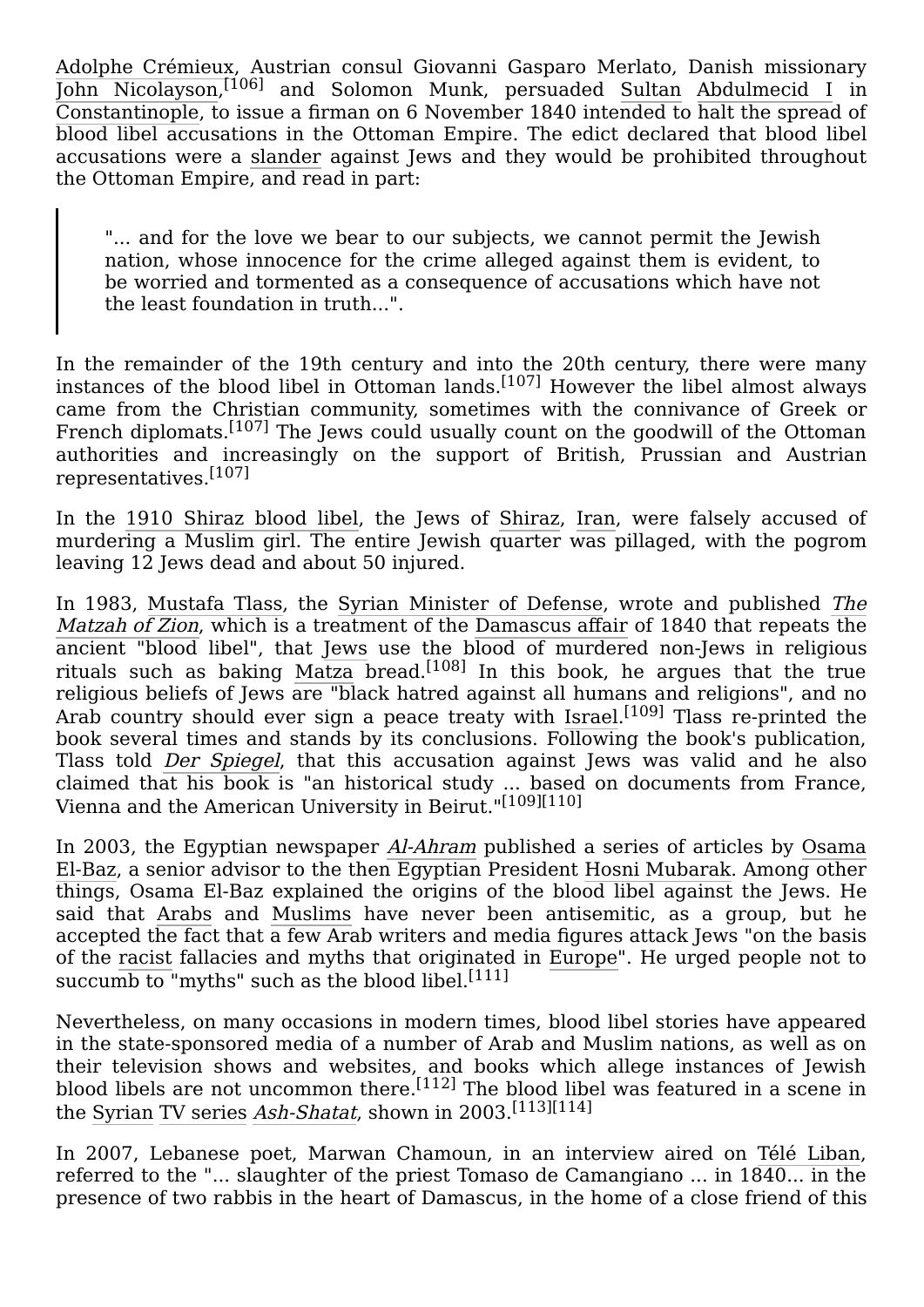Adolphe Crémieux, Austrian consul Giovanni Gasparo Merlato, Danish missionary John Nicolayson,[106] and Solomon Munk, persuaded Sultan Abdulmecid I in Constantinople, to issue a firman on 6 November 1840 intended to halt the spread of blood libel accusations in the Ottoman Empire. The edict declared that blood libel accusations were a slander against Jews and they would be prohibited throughout the Ottoman Empire, and read in part:

> "... and for the love we bear to our subjects, we cannot permit the Jewish nation, whose innocence for the crime alleged against them is evident, to be worried and tormented as a consequence of accusations which have not the least foundation in truth...".

In the remainder of the 19th century and into the 20th century, there were many instances of the blood libel in Ottoman lands.[107] However the libel almost always came from the Christian community, sometimes with the connivance of Greek or French diplomats.[107] The Jews could usually count on the goodwill of the Ottoman authorities and increasingly on the support of British, Prussian and Austrian representatives.[107]

In the 1910 Shiraz blood libel, the Jews of Shiraz, Iran, were falsely accused of murdering a Muslim girl. The entire Jewish quarter was pillaged, with the pogrom leaving 12 Jews dead and about 50 injured.

In 1983, Mustafa Tlass, the Syrian Minister of Defense, wrote and published *The Matzah of Zion*, which is a treatment of the Damascus affair of 1840 that repeats the ancient "blood libel", that Jews use the blood of murdered non-Jews in religious rituals such as baking Matza bread.[108] In this book, he argues that the true religious beliefs of Jews are "black hatred against all humans and religions", and no Arab country should ever sign a peace treaty with Israel.[109] Tlass re-printed the book several times and stands by its conclusions. Following the book's publication, Tlass told *Der Spiegel*, that this accusation against Jews was valid and he also claimed that his book is "an historical study ... based on documents from France, Vienna and the American University in Beirut."[109][110]

In 2003, the Egyptian newspaper *Al-Ahram* published a series of articles by Osama El-Baz, a senior advisor to the then Egyptian President Hosni Mubarak. Among other things, Osama El-Baz explained the origins of the blood libel against the Jews. He said that Arabs and Muslims have never been antisemitic, as a group, but he accepted the fact that a few Arab writers and media figures attack Jews "on the basis of the racist fallacies and myths that originated in Europe". He urged people not to succumb to "myths" such as the blood libel.[111]

Nevertheless, on many occasions in modern times, blood libel stories have appeared in the state-sponsored media of a number of Arab and Muslim nations, as well as on their television shows and websites, and books which allege instances of Jewish blood libels are not uncommon there.[112] The blood libel was featured in a scene in the Syrian TV series *Ash-Shatat*, shown in 2003.[113][114]

In 2007, Lebanese poet, Marwan Chamoun, in an interview aired on Télé Liban, referred to the "... slaughter of the priest Tomaso de Camangiano ... in 1840... in the presence of two rabbis in the heart of Damascus, in the home of a close friend of this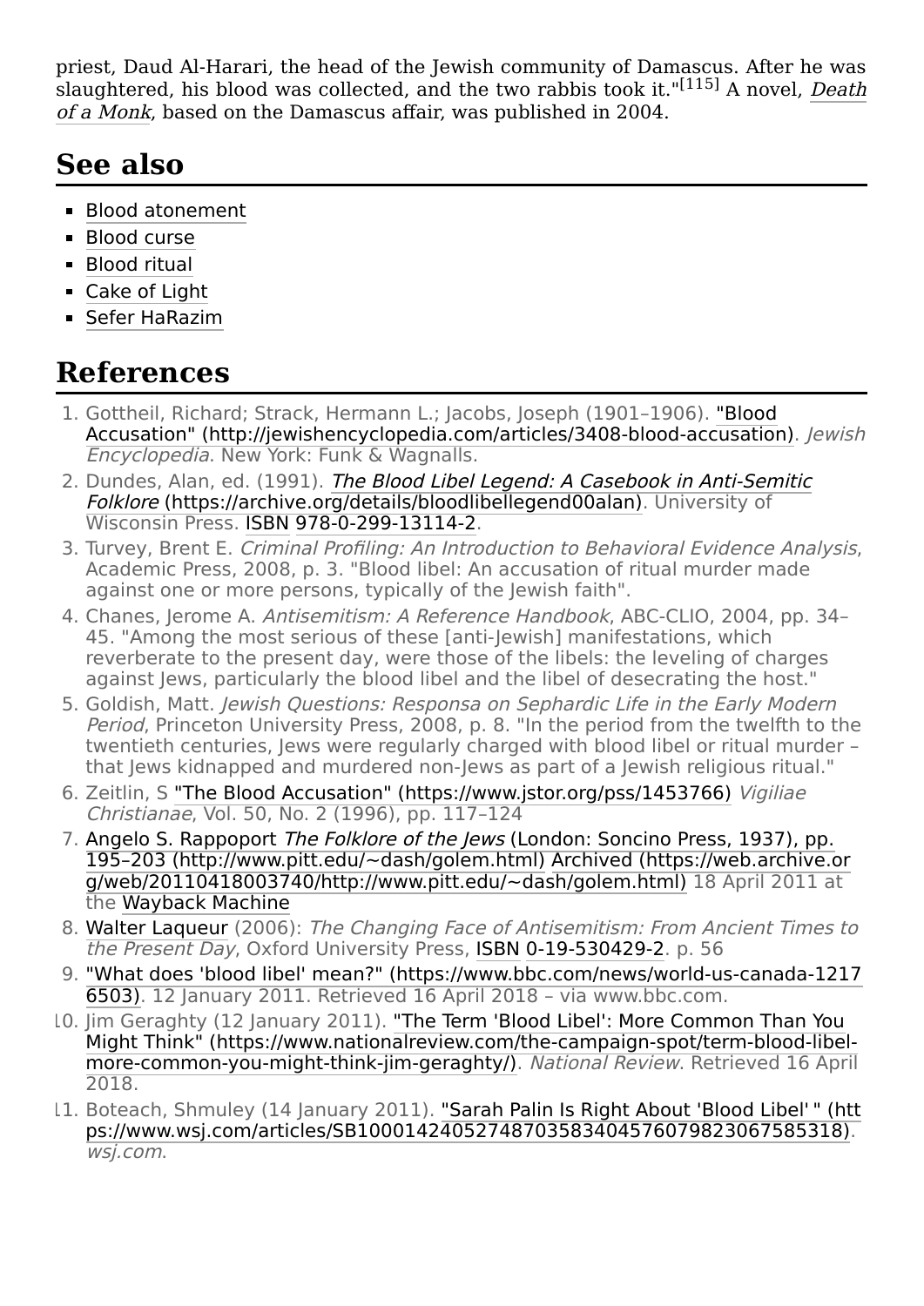priest, Daud Al-Harari, the head of the Jewish community of Damascus. After he was slaughtered, his blood was collected, and the two rabbis took it."[115] A novel, *Death of a Monk*, based on the Damascus affair, was published in 2004.

## See also

- Blood atonement
- Blood curse
- Blood ritual
- Cake of Light
- Sefer HaRazim

## References

1. Gottheil, Richard; Strack, Hermann L.; Jacobs, Joseph (1901–1906). "Blood Accusation" (http://jewishencyclopedia.com/articles/3408-blood-accusation). *Jewish Encyclopedia*. New York: Funk & Wagnalls.
2. Dundes, Alan, ed. (1991). *The Blood Libel Legend: A Casebook in Anti-Semitic Folklore* (https://archive.org/details/bloodlibellegend00alan). University of Wisconsin Press. ISBN 978-0-299-13114-2.
3. Turvey, Brent E. *Criminal Profiling: An Introduction to Behavioral Evidence Analysis*, Academic Press, 2008, p. 3. "Blood libel: An accusation of ritual murder made against one or more persons, typically of the Jewish faith".
4. Chanes, Jerome A. *Antisemitism: A Reference Handbook*, ABC-CLIO, 2004, pp. 34–45. "Among the most serious of these [anti-Jewish] manifestations, which reverberate to the present day, were those of the libels: the leveling of charges against Jews, particularly the blood libel and the libel of desecrating the host."
5. Goldish, Matt. *Jewish Questions: Responsa on Sephardic Life in the Early Modern Period*, Princeton University Press, 2008, p. 8. "In the period from the twelfth to the twentieth centuries, Jews were regularly charged with blood libel or ritual murder – that Jews kidnapped and murdered non-Jews as part of a Jewish religious ritual."
6. Zeitlin, S "The Blood Accusation" (https://www.jstor.org/pss/1453766) *Vigiliae Christianae*, Vol. 50, No. 2 (1996), pp. 117–124
7. Angelo S. Rappoport *The Folklore of the Jews* (London: Soncino Press, 1937), pp. 195–203 (http://www.pitt.edu/~dash/golem.html) Archived (https://web.archive.org/web/20110418003740/http://www.pitt.edu/~dash/golem.html) 18 April 2011 at the Wayback Machine
8. Walter Laqueur (2006): *The Changing Face of Antisemitism: From Ancient Times to the Present Day*, Oxford University Press, ISBN 0-19-530429-2. p. 56
9. "What does 'blood libel' mean?" (https://www.bbc.com/news/world-us-canada-12176503). 12 January 2011. Retrieved 16 April 2018 – via www.bbc.com.
10. Jim Geraghty (12 January 2011). "The Term 'Blood Libel': More Common Than You Might Think" (https://www.nationalreview.com/the-campaign-spot/term-blood-libel-more-common-you-might-think-jim-geraghty/). *National Review*. Retrieved 16 April 2018.
11. Boteach, Shmuley (14 January 2011). "Sarah Palin Is Right About 'Blood Libel' " (https://www.wsj.com/articles/SB10001424052748703583404576079823067585318). *wsj.com*.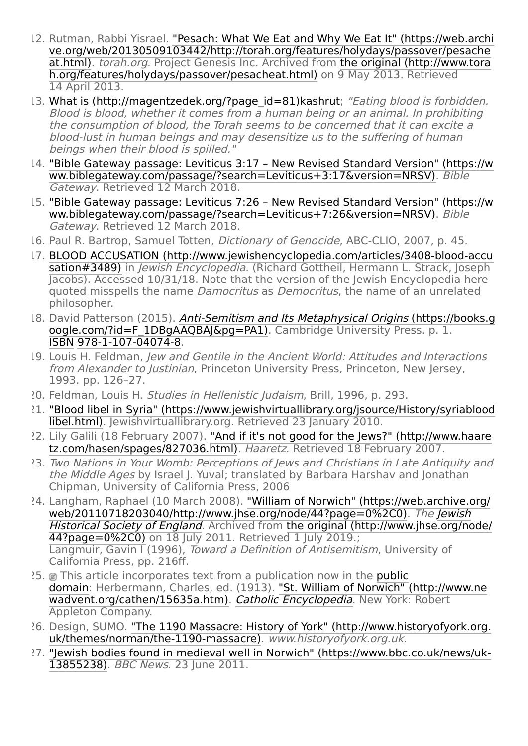12. Rutman, Rabbi Yisrael. "Pesach: What We Eat and Why We Eat It" (https://web.archive.org/web/20130509103442/http://torah.org/features/holydays/passover/pesacheat.html). *torah.org*. Project Genesis Inc. Archived from the original (http://www.torah.org/features/holydays/passover/pesacheat.html) on 9 May 2013. Retrieved 14 April 2013.
13. What is (http://magentzedek.org/?page_id=81)kashrut; *"Eating blood is forbidden. Blood is blood, whether it comes from a human being or an animal. In prohibiting the consumption of blood, the Torah seems to be concerned that it can excite a blood-lust in human beings and may desensitize us to the suffering of human beings when their blood is spilled."*
14. "Bible Gateway passage: Leviticus 3:17 – New Revised Standard Version" (https://www.biblegateway.com/passage/?search=Leviticus+3:17&version=NRSV). *Bible Gateway*. Retrieved 12 March 2018.
15. "Bible Gateway passage: Leviticus 7:26 – New Revised Standard Version" (https://www.biblegateway.com/passage/?search=Leviticus+7:26&version=NRSV). *Bible Gateway*. Retrieved 12 March 2018.
16. Paul R. Bartrop, Samuel Totten, *Dictionary of Genocide*, ABC-CLIO, 2007, p. 45.
17. BLOOD ACCUSATION (http://www.jewishencyclopedia.com/articles/3408-blood-accusation#3489) in *Jewish Encyclopedia*. (Richard Gottheil, Hermann L. Strack, Joseph Jacobs). Accessed 10/31/18. Note that the version of the Jewish Encyclopedia here quoted misspells the name *Damocritus* as *Democritus*, the name of an unrelated philosopher.
18. David Patterson (2015). *Anti-Semitism and Its Metaphysical Origins* (https://books.google.com/?id=F_1DBgAAQBAJ&pg=PA1). Cambridge University Press. p. 1. ISBN 978-1-107-04074-8.
19. Louis H. Feldman, *Jew and Gentile in the Ancient World: Attitudes and Interactions from Alexander to Justinian*, Princeton University Press, Princeton, New Jersey, 1993. pp. 126–27.
20. Feldman, Louis H. *Studies in Hellenistic Judaism*, Brill, 1996, p. 293.
21. "Blood libel in Syria" (https://www.jewishvirtuallibrary.org/jsource/History/syriabloodlibel.html). Jewishvirtuallibrary.org. Retrieved 23 January 2010.
22. Lily Galili (18 February 2007). "And if it's not good for the Jews?" (http://www.haaretz.com/hasen/spages/827036.html). *Haaretz*. Retrieved 18 February 2007.
23. *Two Nations in Your Womb: Perceptions of Jews and Christians in Late Antiquity and the Middle Ages* by Israel J. Yuval; translated by Barbara Harshav and Jonathan Chipman, University of California Press, 2006
24. Langham, Raphael (10 March 2008). "William of Norwich" (https://web.archive.org/web/20110718203040/http://www.jhse.org/node/44?page=0%2C0). *The Jewish Historical Society of England*. Archived from the original (http://www.jhse.org/node/44?page=0%2C0) on 18 July 2011. Retrieved 1 July 2019.;
    Langmuir, Gavin I (1996), *Toward a Definition of Antisemitism*, University of California Press, pp. 216ff.
25. This article incorporates text from a publication now in the public domain: Herbermann, Charles, ed. (1913). "St. William of Norwich" (http://www.newadvent.org/cathen/15635a.htm). *Catholic Encyclopedia*. New York: Robert Appleton Company.
26. Design, SUMO. "The 1190 Massacre: History of York" (http://www.historyofyork.org.uk/themes/norman/the-1190-massacre). *www.historyofyork.org.uk*.
27. "Jewish bodies found in medieval well in Norwich" (https://www.bbc.co.uk/news/uk-13855238). *BBC News*. 23 June 2011.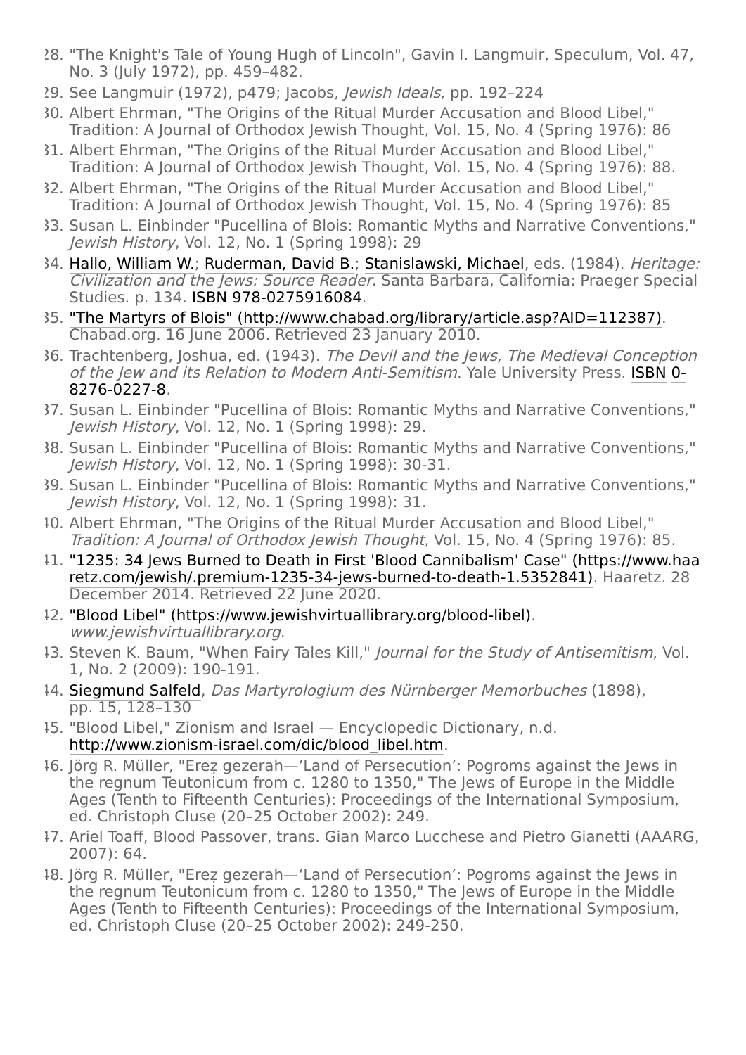28. "The Knight's Tale of Young Hugh of Lincoln", Gavin I. Langmuir, Speculum, Vol. 47, No. 3 (July 1972), pp. 459–482.
29. See Langmuir (1972), p479; Jacobs, *Jewish Ideals*, pp. 192–224
30. Albert Ehrman, "The Origins of the Ritual Murder Accusation and Blood Libel," Tradition: A Journal of Orthodox Jewish Thought, Vol. 15, No. 4 (Spring 1976): 86
31. Albert Ehrman, "The Origins of the Ritual Murder Accusation and Blood Libel," Tradition: A Journal of Orthodox Jewish Thought, Vol. 15, No. 4 (Spring 1976): 88.
32. Albert Ehrman, "The Origins of the Ritual Murder Accusation and Blood Libel," Tradition: A Journal of Orthodox Jewish Thought, Vol. 15, No. 4 (Spring 1976): 85
33. Susan L. Einbinder "Pucellina of Blois: Romantic Myths and Narrative Conventions," *Jewish History*, Vol. 12, No. 1 (Spring 1998): 29
34. Hallo, William W.; Ruderman, David B.; Stanislawski, Michael, eds. (1984). *Heritage: Civilization and the Jews: Source Reader*. Santa Barbara, California: Praeger Special Studies. p. 134. ISBN 978-0275916084.
35. "The Martyrs of Blois" (http://www.chabad.org/library/article.asp?AID=112387). Chabad.org. 16 June 2006. Retrieved 23 January 2010.
36. Trachtenberg, Joshua, ed. (1943). *The Devil and the Jews, The Medieval Conception of the Jew and its Relation to Modern Anti-Semitism*. Yale University Press. ISBN 0-8276-0227-8.
37. Susan L. Einbinder "Pucellina of Blois: Romantic Myths and Narrative Conventions," *Jewish History*, Vol. 12, No. 1 (Spring 1998): 29.
38. Susan L. Einbinder "Pucellina of Blois: Romantic Myths and Narrative Conventions," *Jewish History*, Vol. 12, No. 1 (Spring 1998): 30-31.
39. Susan L. Einbinder "Pucellina of Blois: Romantic Myths and Narrative Conventions," *Jewish History*, Vol. 12, No. 1 (Spring 1998): 31.
40. Albert Ehrman, "The Origins of the Ritual Murder Accusation and Blood Libel," *Tradition: A Journal of Orthodox Jewish Thought*, Vol. 15, No. 4 (Spring 1976): 85.
41. "1235: 34 Jews Burned to Death in First 'Blood Cannibalism' Case" (https://www.haaretz.com/jewish/.premium-1235-34-jews-burned-to-death-1.5352841). Haaretz. 28 December 2014. Retrieved 22 June 2020.
42. "Blood Libel" (https://www.jewishvirtuallibrary.org/blood-libel). *www.jewishvirtuallibrary.org*.
43. Steven K. Baum, "When Fairy Tales Kill," *Journal for the Study of Antisemitism*, Vol. 1, No. 2 (2009): 190-191.
44. Siegmund Salfeld, *Das Martyrologium des Nürnberger Memorbuches* (1898), pp. 15, 128–130
45. "Blood Libel," Zionism and Israel — Encyclopedic Dictionary, n.d. http://www.zionism-israel.com/dic/blood_libel.htm.
46. Jörg R. Müller, "Ereẓ gezerah—'Land of Persecution': Pogroms against the Jews in the regnum Teutonicum from c. 1280 to 1350," The Jews of Europe in the Middle Ages (Tenth to Fifteenth Centuries): Proceedings of the International Symposium, ed. Christoph Cluse (20–25 October 2002): 249.
47. Ariel Toaff, Blood Passover, trans. Gian Marco Lucchese and Pietro Gianetti (AAARG, 2007): 64.
48. Jörg R. Müller, "Ereẓ gezerah—'Land of Persecution': Pogroms against the Jews in the regnum Teutonicum from c. 1280 to 1350," The Jews of Europe in the Middle Ages (Tenth to Fifteenth Centuries): Proceedings of the International Symposium, ed. Christoph Cluse (20–25 October 2002): 249-250.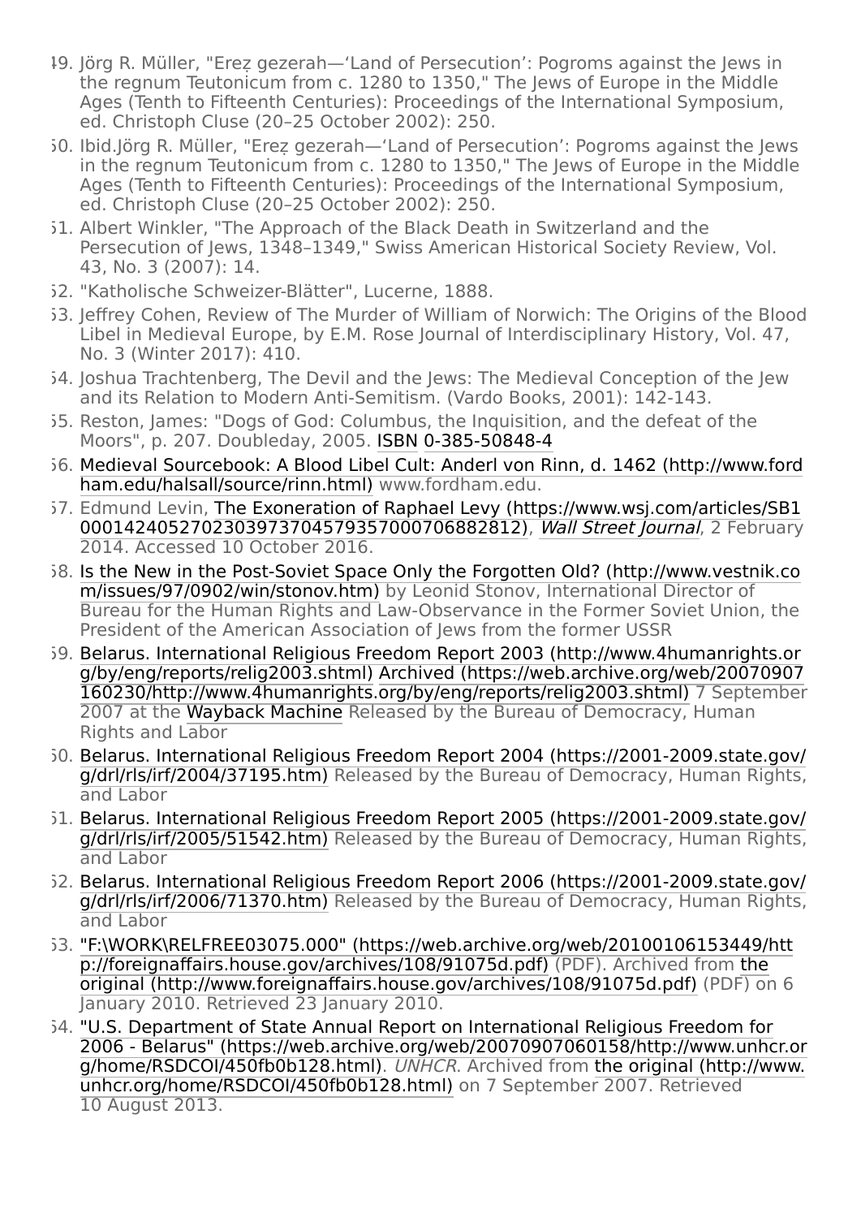49. Jörg R. Müller, "Ereẓ gezerah—'Land of Persecution': Pogroms against the Jews in the regnum Teutonicum from c. 1280 to 1350," The Jews of Europe in the Middle Ages (Tenth to Fifteenth Centuries): Proceedings of the International Symposium, ed. Christoph Cluse (20–25 October 2002): 250.
50. Ibid.Jörg R. Müller, "Ereẓ gezerah—'Land of Persecution': Pogroms against the Jews in the regnum Teutonicum from c. 1280 to 1350," The Jews of Europe in the Middle Ages (Tenth to Fifteenth Centuries): Proceedings of the International Symposium, ed. Christoph Cluse (20–25 October 2002): 250.
51. Albert Winkler, "The Approach of the Black Death in Switzerland and the Persecution of Jews, 1348–1349," Swiss American Historical Society Review, Vol. 43, No. 3 (2007): 14.
52. "Katholische Schweizer-Blätter", Lucerne, 1888.
53. Jeffrey Cohen, Review of The Murder of William of Norwich: The Origins of the Blood Libel in Medieval Europe, by E.M. Rose Journal of Interdisciplinary History, Vol. 47, No. 3 (Winter 2017): 410.
54. Joshua Trachtenberg, The Devil and the Jews: The Medieval Conception of the Jew and its Relation to Modern Anti-Semitism. (Vardo Books, 2001): 142-143.
55. Reston, James: "Dogs of God: Columbus, the Inquisition, and the defeat of the Moors", p. 207. Doubleday, 2005. ISBN 0-385-50848-4
56. Medieval Sourcebook: A Blood Libel Cult: Anderl von Rinn, d. 1462 (http://www.fordham.edu/halsall/source/rinn.html) www.fordham.edu.
57. Edmund Levin, The Exoneration of Raphael Levy (https://www.wsj.com/articles/SB10001424052702303973704579357000706882812), *Wall Street Journal*, 2 February 2014. Accessed 10 October 2016.
58. Is the New in the Post-Soviet Space Only the Forgotten Old? (http://www.vestnik.com/issues/97/0902/win/stonov.htm) by Leonid Stonov, International Director of Bureau for the Human Rights and Law-Observance in the Former Soviet Union, the President of the American Association of Jews from the former USSR
59. Belarus. International Religious Freedom Report 2003 (http://www.4humanrights.org/by/eng/reports/relig2003.shtml) Archived (https://web.archive.org/web/20070907160230/http://www.4humanrights.org/by/eng/reports/relig2003.shtml) 7 September 2007 at the Wayback Machine Released by the Bureau of Democracy, Human Rights and Labor
60. Belarus. International Religious Freedom Report 2004 (https://2001-2009.state.gov/g/drl/rls/irf/2004/37195.htm) Released by the Bureau of Democracy, Human Rights, and Labor
61. Belarus. International Religious Freedom Report 2005 (https://2001-2009.state.gov/g/drl/rls/irf/2005/51542.htm) Released by the Bureau of Democracy, Human Rights, and Labor
62. Belarus. International Religious Freedom Report 2006 (https://2001-2009.state.gov/g/drl/rls/irf/2006/71370.htm) Released by the Bureau of Democracy, Human Rights, and Labor
63. "F:\WORK\RELFREE03075.000" (https://web.archive.org/web/20100106153449/http://foreignaffairs.house.gov/archives/108/91075d.pdf) (PDF). Archived from the original (http://www.foreignaffairs.house.gov/archives/108/91075d.pdf) (PDF) on 6 January 2010. Retrieved 23 January 2010.
64. "U.S. Department of State Annual Report on International Religious Freedom for 2006 - Belarus" (https://web.archive.org/web/20070907060158/http://www.unhcr.org/home/RSDCOI/450fb0b128.html). *UNHCR*. Archived from the original (http://www.unhcr.org/home/RSDCOI/450fb0b128.html) on 7 September 2007. Retrieved 10 August 2013.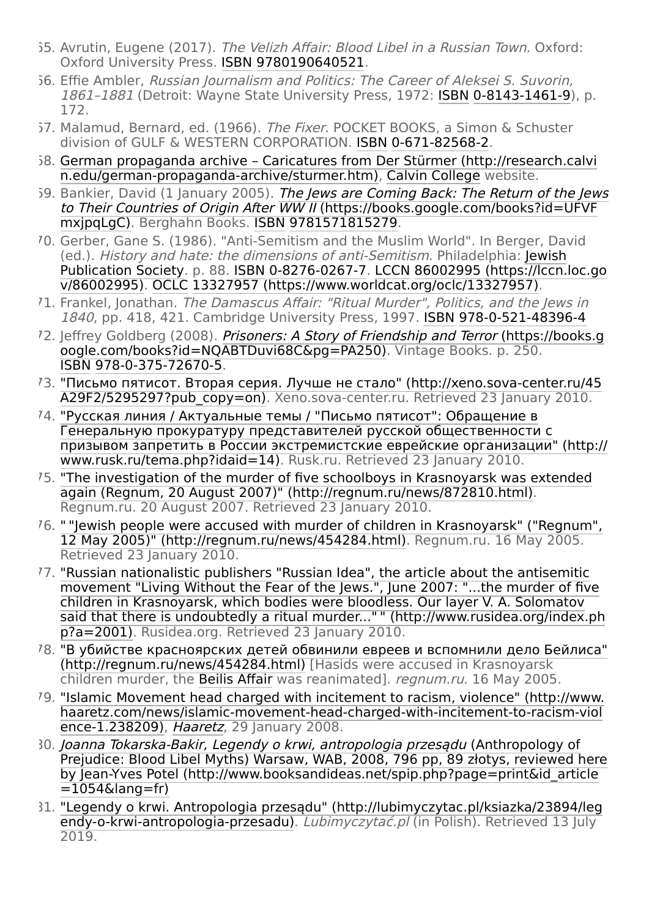65. Avrutin, Eugene (2017). *The Velizh Affair: Blood Libel in a Russian Town*. Oxford: Oxford University Press. ISBN 9780190640521.
66. Effie Ambler, *Russian Journalism and Politics: The Career of Aleksei S. Suvorin, 1861–1881* (Detroit: Wayne State University Press, 1972: ISBN 0-8143-1461-9), p. 172.
67. Malamud, Bernard, ed. (1966). *The Fixer*. POCKET BOOKS, a Simon & Schuster division of GULF & WESTERN CORPORATION. ISBN 0-671-82568-2.
68. German propaganda archive – Caricatures from Der Stürmer (http://research.calvin.edu/german-propaganda-archive/sturmer.htm), Calvin College website.
69. Bankier, David (1 January 2005). *The Jews are Coming Back: The Return of the Jews to Their Countries of Origin After WW II* (https://books.google.com/books?id=UFVFmxjpqLgC). Berghahn Books. ISBN 9781571815279.
70. Gerber, Gane S. (1986). "Anti-Semitism and the Muslim World". In Berger, David (ed.). *History and hate: the dimensions of anti-Semitism*. Philadelphia: Jewish Publication Society. p. 88. ISBN 0-8276-0267-7. LCCN 86002995 (https://lccn.loc.gov/86002995). OCLC 13327957 (https://www.worldcat.org/oclc/13327957).
71. Frankel, Jonathan. *The Damascus Affair: "Ritual Murder", Politics, and the Jews in 1840*, pp. 418, 421. Cambridge University Press, 1997. ISBN 978-0-521-48396-4
72. Jeffrey Goldberg (2008). *Prisoners: A Story of Friendship and Terror* (https://books.google.com/books?id=NQABTDuvi68C&pg=PA250). Vintage Books. p. 250. ISBN 978-0-375-72670-5.
73. "Письмо пятисот. Вторая серия. Лучше не стало" (http://xeno.sova-center.ru/45A29F2/5295297?pub_copy=on). Xeno.sova-center.ru. Retrieved 23 January 2010.
74. "Русская линия / Актуальные темы / "Письмо пятисот": Обращение в Генеральную прокуратуру представителей русской общественности с призывом запретить в России экстремистские еврейские организации" (http://www.rusk.ru/tema.php?idaid=14). Rusk.ru. Retrieved 23 January 2010.
75. "The investigation of the murder of five schoolboys in Krasnoyarsk was extended again (Regnum, 20 August 2007)" (http://regnum.ru/news/872810.html). Regnum.ru. 20 August 2007. Retrieved 23 January 2010.
76. " "Jewish people were accused with murder of children in Krasnoyarsk" ("Regnum", 12 May 2005)" (http://regnum.ru/news/454284.html). Regnum.ru. 16 May 2005. Retrieved 23 January 2010.
77. "Russian nationalistic publishers "Russian Idea", the article about the antisemitic movement "Living Without the Fear of the Jews.", June 2007: "...the murder of five children in Krasnoyarsk, which bodies were bloodless. Our layer V. A. Solomatov said that there is undoubtedly a ritual murder..." " (http://www.rusidea.org/index.php?a=2001). Rusidea.org. Retrieved 23 January 2010.
78. "В убийстве красноярских детей обвинили евреев и вспомнили дело Бейлиса" (http://regnum.ru/news/454284.html) [Hasids were accused in Krasnoyarsk children murder, the Beilis Affair was reanimated]. *regnum.ru*. 16 May 2005.
79. "Islamic Movement head charged with incitement to racism, violence" (http://www.haaretz.com/news/islamic-movement-head-charged-with-incitement-to-racism-violence-1.238209), *Haaretz*, 29 January 2008.
80. *Joanna Tokarska-Bakir, Legendy o krwi, antropologia przesądu* (Anthropology of Prejudice: Blood Libel Myths) Warsaw, WAB, 2008, 796 pp, 89 złotys, reviewed here by Jean-Yves Potel (http://www.booksandideas.net/spip.php?page=print&id_article=1054&lang=fr)
81. "Legendy o krwi. Antropologia przesądu" (http://lubimyczytac.pl/ksiazka/23894/legendy-o-krwi-antropologia-przesadu). *Lubimyczytać.pl* (in Polish). Retrieved 13 July 2019.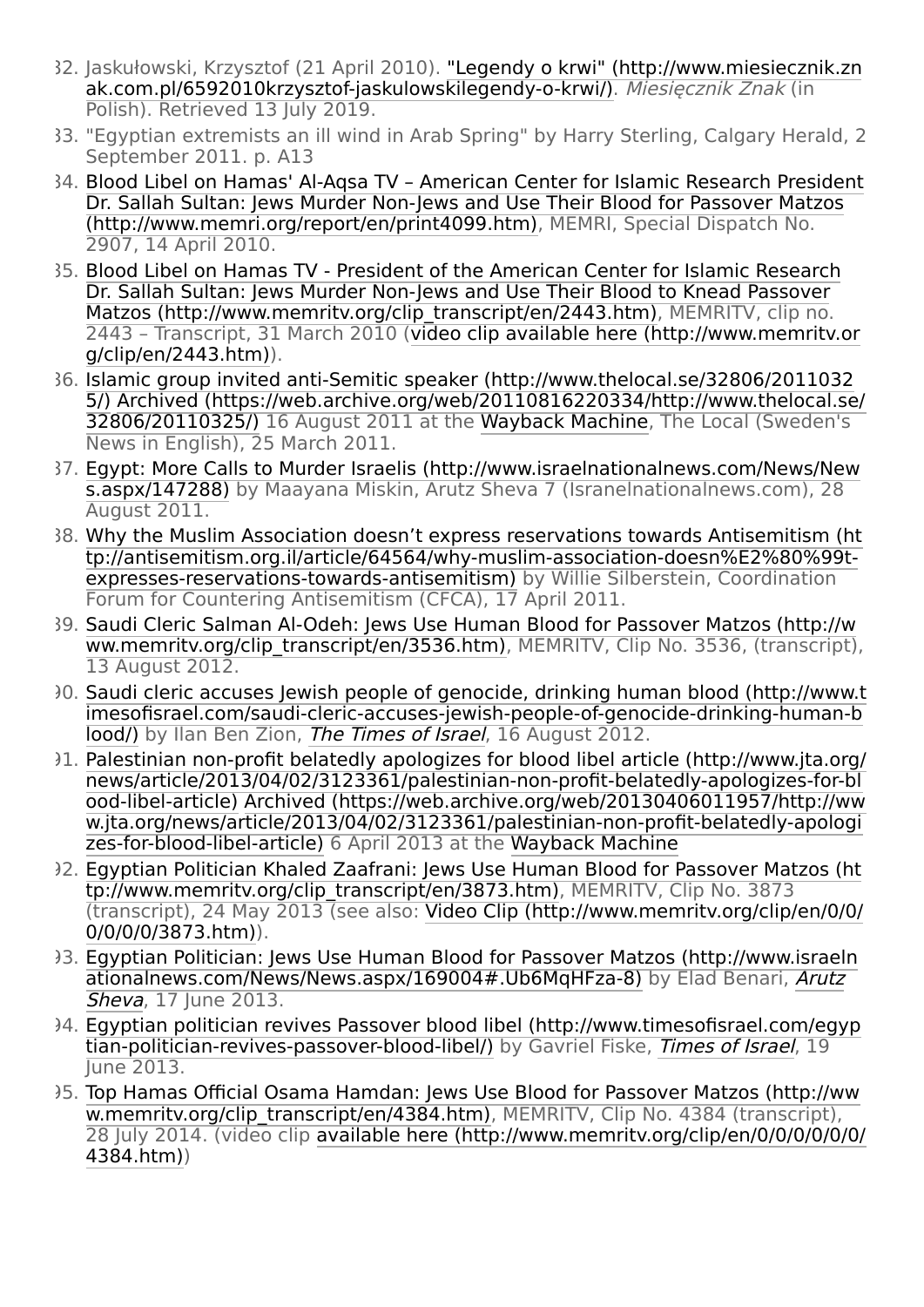82. Jaskułowski, Krzysztof (21 April 2010). "Legendy o krwi" (http://www.miesiecznik.znak.com.pl/6592010krzysztof-jaskulowskilegendy-o-krwi/). *Miesięcznik Znak* (in Polish). Retrieved 13 July 2019.
83. "Egyptian extremists an ill wind in Arab Spring" by Harry Sterling, Calgary Herald, 2 September 2011. p. A13
84. Blood Libel on Hamas' Al-Aqsa TV – American Center for Islamic Research President Dr. Sallah Sultan: Jews Murder Non-Jews and Use Their Blood for Passover Matzos (http://www.memri.org/report/en/print4099.htm), MEMRI, Special Dispatch No. 2907, 14 April 2010.
85. Blood Libel on Hamas TV - President of the American Center for Islamic Research Dr. Sallah Sultan: Jews Murder Non-Jews and Use Their Blood to Knead Passover Matzos (http://www.memritv.org/clip_transcript/en/2443.htm), MEMRITV, clip no. 2443 – Transcript, 31 March 2010 (video clip available here (http://www.memritv.org/clip/en/2443.htm)).
86. Islamic group invited anti-Semitic speaker (http://www.thelocal.se/32806/20110325/) Archived (https://web.archive.org/web/20110816220334/http://www.thelocal.se/32806/20110325/) 16 August 2011 at the Wayback Machine, The Local (Sweden's News in English), 25 March 2011.
87. Egypt: More Calls to Murder Israelis (http://www.israelnationalnews.com/News/News.aspx/147288) by Maayana Miskin, Arutz Sheva 7 (Isranelnationalnews.com), 28 August 2011.
88. Why the Muslim Association doesn't express reservations towards Antisemitism (http://antisemitism.org.il/article/64564/why-muslim-association-doesn%E2%80%99t-expresses-reservations-towards-antisemitism) by Willie Silberstein, Coordination Forum for Countering Antisemitism (CFCA), 17 April 2011.
89. Saudi Cleric Salman Al-Odeh: Jews Use Human Blood for Passover Matzos (http://www.memritv.org/clip_transcript/en/3536.htm), MEMRITV, Clip No. 3536, (transcript), 13 August 2012.
90. Saudi cleric accuses Jewish people of genocide, drinking human blood (http://www.timesofisrael.com/saudi-cleric-accuses-jewish-people-of-genocide-drinking-human-blood/) by Ilan Ben Zion, *The Times of Israel*, 16 August 2012.
91. Palestinian non-profit belatedly apologizes for blood libel article (http://www.jta.org/news/article/2013/04/02/3123361/palestinian-non-profit-belatedly-apologizes-for-blood-libel-article) Archived (https://web.archive.org/web/20130406011957/http://www.jta.org/news/article/2013/04/02/3123361/palestinian-non-profit-belatedly-apologizes-for-blood-libel-article) 6 April 2013 at the Wayback Machine
92. Egyptian Politician Khaled Zaafrani: Jews Use Human Blood for Passover Matzos (http://www.memritv.org/clip_transcript/en/3873.htm), MEMRITV, Clip No. 3873 (transcript), 24 May 2013 (see also: Video Clip (http://www.memritv.org/clip/en/0/0/0/0/0/0/3873.htm)).
93. Egyptian Politician: Jews Use Human Blood for Passover Matzos (http://www.israelnationalnews.com/News/News.aspx/169004#.Ub6MqHFza-8) by Elad Benari, *Arutz Sheva*, 17 June 2013.
94. Egyptian politician revives Passover blood libel (http://www.timesofisrael.com/egyptian-politician-revives-passover-blood-libel/) by Gavriel Fiske, *Times of Israel*, 19 June 2013.
95. Top Hamas Official Osama Hamdan: Jews Use Blood for Passover Matzos (http://www.memritv.org/clip_transcript/en/4384.htm), MEMRITV, Clip No. 4384 (transcript), 28 July 2014. (video clip available here (http://www.memritv.org/clip/en/0/0/0/0/0/0/4384.htm))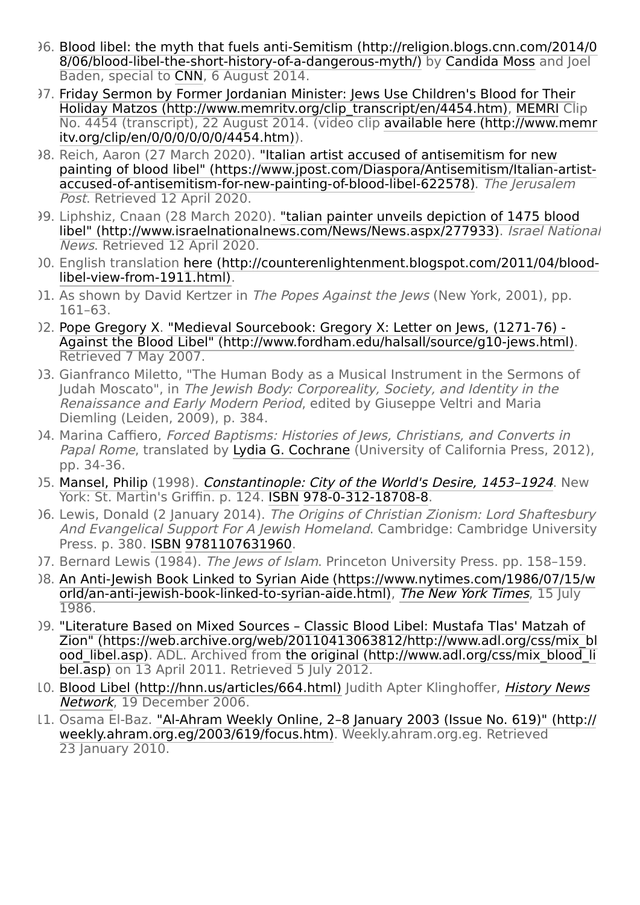96. Blood libel: the myth that fuels anti-Semitism (http://religion.blogs.cnn.com/2014/08/06/blood-libel-the-short-history-of-a-dangerous-myth/) by Candida Moss and Joel Baden, special to CNN, 6 August 2014.
97. Friday Sermon by Former Jordanian Minister: Jews Use Children's Blood for Their Holiday Matzos (http://www.memritv.org/clip_transcript/en/4454.htm), MEMRI Clip No. 4454 (transcript), 22 August 2014. (video clip available here (http://www.memritv.org/clip/en/0/0/0/0/0/0/4454.htm)).
98. Reich, Aaron (27 March 2020). "Italian artist accused of antisemitism for new painting of blood libel" (https://www.jpost.com/Diaspora/Antisemitism/Italian-artist-accused-of-antisemitism-for-new-painting-of-blood-libel-622578). *The Jerusalem Post*. Retrieved 12 April 2020.
99. Liphshiz, Cnaan (28 March 2020). "talian painter unveils depiction of 1475 blood libel" (http://www.israelnationalnews.com/News/News.aspx/277933). *Israel National News*. Retrieved 12 April 2020.
100. English translation here (http://counterenlightenment.blogspot.com/2011/04/blood-libel-view-from-1911.html).
101. As shown by David Kertzer in *The Popes Against the Jews* (New York, 2001), pp. 161–63.
102. Pope Gregory X. "Medieval Sourcebook: Gregory X: Letter on Jews, (1271-76) - Against the Blood Libel" (http://www.fordham.edu/halsall/source/g10-jews.html). Retrieved 7 May 2007.
103. Gianfranco Miletto, "The Human Body as a Musical Instrument in the Sermons of Judah Moscato", in *The Jewish Body: Corporeality, Society, and Identity in the Renaissance and Early Modern Period*, edited by Giuseppe Veltri and Maria Diemling (Leiden, 2009), p. 384.
104. Marina Caffiero, *Forced Baptisms: Histories of Jews, Christians, and Converts in Papal Rome*, translated by Lydia G. Cochrane (University of California Press, 2012), pp. 34-36.
105. Mansel, Philip (1998). *Constantinople: City of the World's Desire, 1453–1924*. New York: St. Martin's Griffin. p. 124. ISBN 978-0-312-18708-8.
106. Lewis, Donald (2 January 2014). *The Origins of Christian Zionism: Lord Shaftesbury And Evangelical Support For A Jewish Homeland*. Cambridge: Cambridge University Press. p. 380. ISBN 9781107631960.
107. Bernard Lewis (1984). *The Jews of Islam*. Princeton University Press. pp. 158–159.
108. An Anti-Jewish Book Linked to Syrian Aide (https://www.nytimes.com/1986/07/15/world/an-anti-jewish-book-linked-to-syrian-aide.html), *The New York Times*, 15 July 1986.
109. "Literature Based on Mixed Sources – Classic Blood Libel: Mustafa Tlas' Matzah of Zion" (https://web.archive.org/web/20110413063812/http://www.adl.org/css/mix_blood_libel.asp). ADL. Archived from the original (http://www.adl.org/css/mix_blood_libel.asp) on 13 April 2011. Retrieved 5 July 2012.
110. Blood Libel (http://hnn.us/articles/664.html) Judith Apter Klinghoffer, *History News Network*, 19 December 2006.
111. Osama El-Baz. "Al-Ahram Weekly Online, 2–8 January 2003 (Issue No. 619)" (http://weekly.ahram.org.eg/2003/619/focus.htm). Weekly.ahram.org.eg. Retrieved 23 January 2010.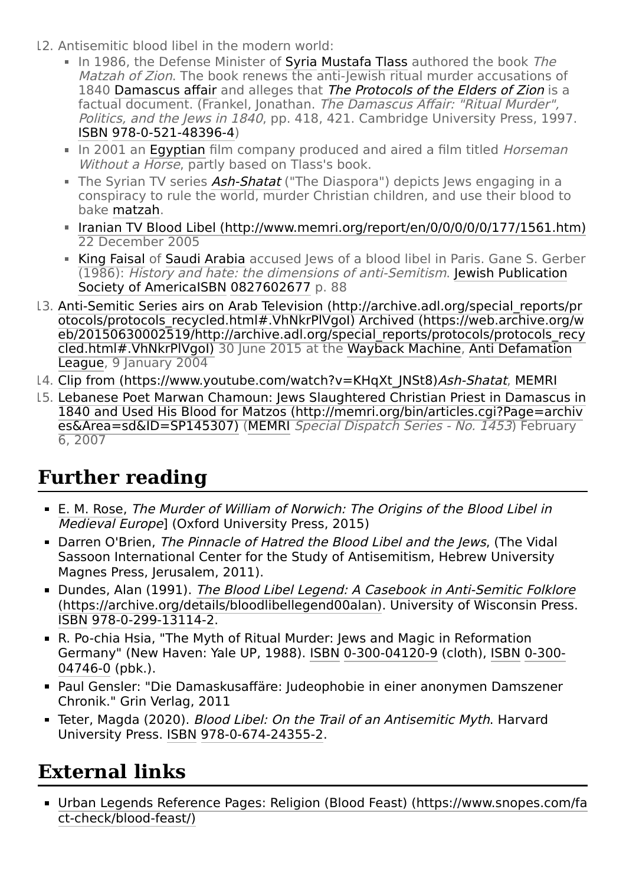12. Antisemitic blood libel in the modern world:
    - In 1986, the Defense Minister of Syria Mustafa Tlass authored the book *The Matzah of Zion*. The book renews the anti-Jewish ritual murder accusations of 1840 Damascus affair and alleges that *The Protocols of the Elders of Zion* is a factual document. (Frankel, Jonathan. *The Damascus Affair: "Ritual Murder", Politics, and the Jews in 1840*, pp. 418, 421. Cambridge University Press, 1997. ISBN 978-0-521-48396-4)
    - In 2001 an Egyptian film company produced and aired a film titled *Horseman Without a Horse*, partly based on Tlass's book.
    - The Syrian TV series *Ash-Shatat* ("The Diaspora") depicts Jews engaging in a conspiracy to rule the world, murder Christian children, and use their blood to bake matzah.
    - Iranian TV Blood Libel (http://www.memri.org/report/en/0/0/0/0/0/177/1561.htm) 22 December 2005
    - King Faisal of Saudi Arabia accused Jews of a blood libel in Paris. Gane S. Gerber (1986): *History and hate: the dimensions of anti-Semitism*. Jewish Publication Society of AmericaISBN 0827602677 p. 88
13. Anti-Semitic Series airs on Arab Television (http://archive.adl.org/special_reports/protocols/protocols_recycled.html#.VhNkrPlVgoI) Archived (https://web.archive.org/web/20150630002519/http://archive.adl.org/special_reports/protocols/protocols_recycled.html#.VhNkrPlVgoI) 30 June 2015 at the Wayback Machine, Anti Defamation League, 9 January 2004
14. Clip from (https://www.youtube.com/watch?v=KHqXt_JNSt8)*Ash-Shatat*, MEMRI
15. Lebanese Poet Marwan Chamoun: Jews Slaughtered Christian Priest in Damascus in 1840 and Used His Blood for Matzos (http://memri.org/bin/articles.cgi?Page=archives&Area=sd&ID=SP145307) (MEMRI *Special Dispatch Series - No. 1453*) February 6, 2007

# Further reading

- E. M. Rose, *The Murder of William of Norwich: The Origins of the Blood Libel in Medieval Europe*] (Oxford University Press, 2015)
- Darren O'Brien, *The Pinnacle of Hatred the Blood Libel and the Jews*, (The Vidal Sassoon International Center for the Study of Antisemitism, Hebrew University Magnes Press, Jerusalem, 2011).
- Dundes, Alan (1991). *The Blood Libel Legend: A Casebook in Anti-Semitic Folklore* (https://archive.org/details/bloodlibellegend00alan). University of Wisconsin Press. ISBN 978-0-299-13114-2.
- R. Po-chia Hsia, "The Myth of Ritual Murder: Jews and Magic in Reformation Germany" (New Haven: Yale UP, 1988). ISBN 0-300-04120-9 (cloth), ISBN 0-300-04746-0 (pbk.).
- Paul Gensler: "Die Damaskusaffäre: Judeophobie in einer anonymen Damszener Chronik." Grin Verlag, 2011
- Teter, Magda (2020). *Blood Libel: On the Trail of an Antisemitic Myth*. Harvard University Press. ISBN 978-0-674-24355-2.

# External links

- Urban Legends Reference Pages: Religion (Blood Feast) (https://www.snopes.com/fact-check/blood-feast/)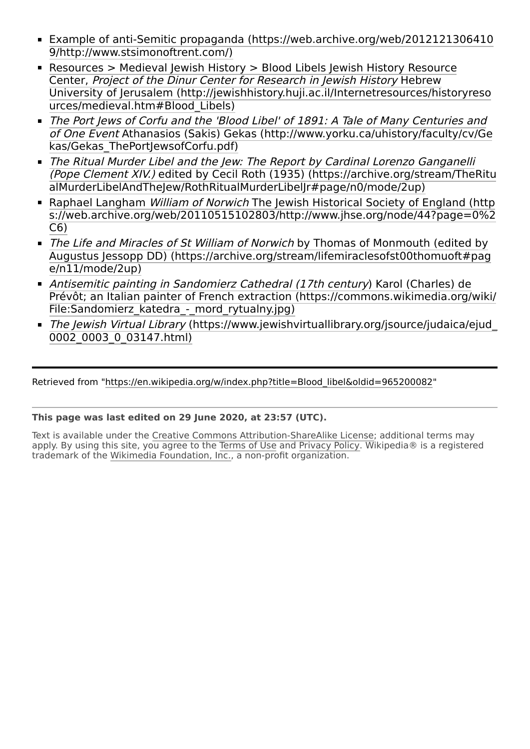- Example of anti-Semitic propaganda (https://web.archive.org/web/20121213064109/http://www.stsimonoftrent.com/)
- Resources > Medieval Jewish History > Blood Libels Jewish History Resource Center, *Project of the Dinur Center for Research in Jewish History* Hebrew University of Jerusalem (http://jewishhistory.huji.ac.il/Internetresources/historyresources/medieval.htm#Blood_Libels)
- *The Port Jews of Corfu and the 'Blood Libel' of 1891: A Tale of Many Centuries and of One Event* Athanasios (Sakis) Gekas (http://www.yorku.ca/uhistory/faculty/cv/Gekas/Gekas_ThePortJewsofCorfu.pdf)
- *The Ritual Murder Libel and the Jew: The Report by Cardinal Lorenzo Ganganelli (Pope Clement XIV.)* edited by Cecil Roth (1935) (https://archive.org/stream/TheRitualMurderLibelAndTheJew/RothRitualMurderLibelJr#page/n0/mode/2up)
- Raphael Langham *William of Norwich* The Jewish Historical Society of England (https://web.archive.org/web/20110515102803/http://www.jhse.org/node/44?page=0%2C6)
- *The Life and Miracles of St William of Norwich* by Thomas of Monmouth (edited by Augustus Jessopp DD) (https://archive.org/stream/lifemiraclesofst00thomuoft#page/n11/mode/2up)
- *Antisemitic painting in Sandomierz Cathedral (17th century*) Karol (Charles) de Prévôt; an Italian painter of French extraction (https://commons.wikimedia.org/wiki/File:Sandomierz_katedra_-_mord_rytualny.jpg)
- *The Jewish Virtual Library* (https://www.jewishvirtuallibrary.org/jsource/judaica/ejud_0002_0003_0_03147.html)

---

Retrieved from "https://en.wikipedia.org/w/index.php?title=Blood_libel&oldid=965200082"

**This page was last edited on 29 June 2020, at 23:57 (UTC).**

Text is available under the Creative Commons Attribution-ShareAlike License; additional terms may apply. By using this site, you agree to the Terms of Use and Privacy Policy. Wikipedia® is a registered trademark of the Wikimedia Foundation, Inc., a non-profit organization.